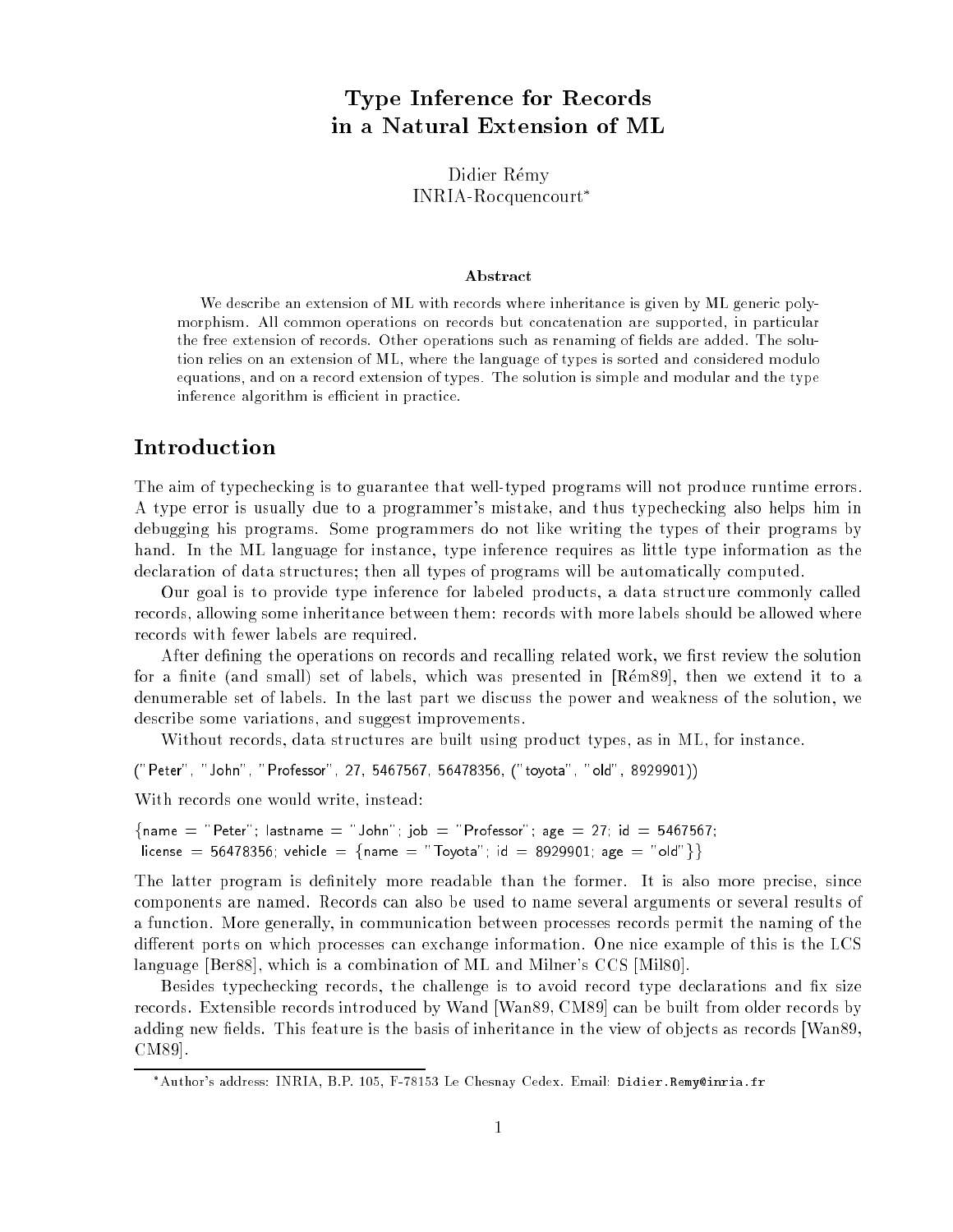# Type Inference for Records in a Natural Extension of ML

Didier Rémy
INRIA-Rocquencourt[*]

### Abstract

We describe an extension of ML with records where inheritance is given by ML generic polymorphism. All common operations on records but concatenation are supported, in particular the free extension of records. Other operations such as renaming of fields are added. The solution relies on an extension of ML, where the language of types is sorted and considered modulo equations, and on a record extension of types. The solution is simple and modular and the type inference algorithm is efficient in practice.

## Introduction

The aim of typechecking is to guarantee that well-typed programs will not produce runtime errors. A type error is usually due to a programmer's mistake, and thus typechecking also helps him in debugging his programs. Some programmers do not like writing the types of their programs by hand. In the ML language for instance, type inference requires as little type information as the declaration of data structures; then all types of programs will be automatically computed.

Our goal is to provide type inference for labeled products, a data structure commonly called records, allowing some inheritance between them: records with more labels should be allowed where records with fewer labels are required.

After defining the operations on records and recalling related work, we first review the solution for a finite (and small) set of labels, which was presented in [Rém89], then we extend it to a denumerable set of labels. In the last part we discuss the power and weakness of the solution, we describe some variations, and suggest improvements.

Without records, data structures are built using product types, as in ML, for instance.

```
("Peter", "John", "Professor", 27, 5467567, 56478356, ("toyota", "old", 8929901))
```

With records one would write, instead:

```
{name = "Peter"; lastname = "John"; job = "Professor"; age = 27; id = 5467567;
 license = 56478356; vehicle = {name = "Toyota"; id = 8929901; age = "old"}}
```

The latter program is definitely more readable than the former. It is also more precise, since components are named. Records can also be used to name several arguments or several results of a function. More generally, in communication between processes records permit the naming of the different ports on which processes can exchange information. One nice example of this is the LCS language [Ber88], which is a combination of ML and Milner's CCS [Mil80].

Besides typechecking records, the challenge is to avoid record type declarations and fix size records. Extensible records introduced by Wand [Wan89, CM89] can be built from older records by adding new fields. This feature is the basis of inheritance in the view of objects as records [Wan89, CM89].

[*] Author's address: INRIA, B.P. 105, F-78153 Le Chesnay Cedex. Email: Didier.Remy@inria.fr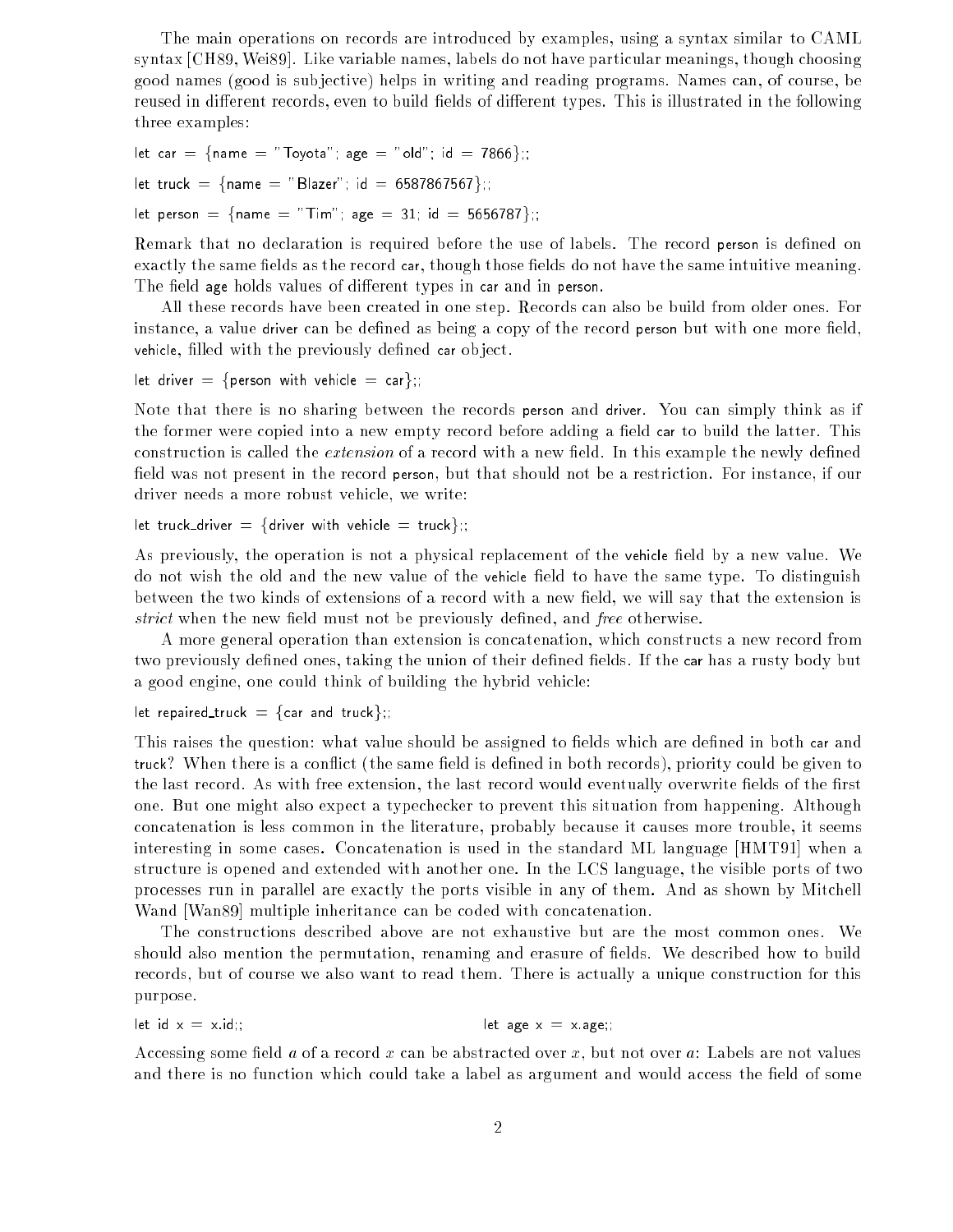The main operations on records are introduced by examples, using a syntax similar to CAML syntax [CH89, Wei89]. Like variable names, labels do not have particular meanings, though choosing good names (good is subjective) helps in writing and reading programs. Names can, of course, be reused in different records, even to build fields of different types. This is illustrated in the following three examples:

```
let car = {name = "Toyota"; age = "old"; id = 7866};;

let truck = {name = "Blazer"; id = 6587867567};;

let person = {name = "Tim"; age = 31; id = 5656787};;
```

Remark that no declaration is required before the use of labels. The record person is defined on exactly the same fields as the record car, though those fields do not have the same intuitive meaning. The field age holds values of different types in car and in person.

All these records have been created in one step. Records can also be build from older ones. For instance, a value driver can be defined as being a copy of the record person but with one more field, vehicle, filled with the previously defined car object.

```
let driver = {person with vehicle = car};;
```

Note that there is no sharing between the records person and driver. You can simply think as if the former were copied into a new empty record before adding a field car to build the latter. This construction is called the *extension* of a record with a new field. In this example the newly defined field was not present in the record person, but that should not be a restriction. For instance, if our driver needs a more robust vehicle, we write:

```
let truck_driver = {driver with vehicle = truck};;
```

As previously, the operation is not a physical replacement of the vehicle field by a new value. We do not wish the old and the new value of the vehicle field to have the same type. To distinguish between the two kinds of extensions of a record with a new field, we will say that the extension is *strict* when the new field must not be previously defined, and *free* otherwise.

A more general operation than extension is concatenation, which constructs a new record from two previously defined ones, taking the union of their defined fields. If the car has a rusty body but a good engine, one could think of building the hybrid vehicle:

```
let repaired_truck = {car and truck};;
```

This raises the question: what value should be assigned to fields which are defined in both car and truck? When there is a conflict (the same field is defined in both records), priority could be given to the last record. As with free extension, the last record would eventually overwrite fields of the first one. But one might also expect a typechecker to prevent this situation from happening. Although concatenation is less common in the literature, probably because it causes more trouble, it seems interesting in some cases. Concatenation is used in the standard ML language [HMT91] when a structure is opened and extended with another one. In the LCS language, the visible ports of two processes run in parallel are exactly the ports visible in any of them. And as shown by Mitchell Wand [Wan89] multiple inheritance can be coded with concatenation.

The constructions described above are not exhaustive but are the most common ones. We should also mention the permutation, renaming and erasure of fields. We described how to build records, but of course we also want to read them. There is actually a unique construction for this purpose.

```
let id x = x.id;;                    let age x = x.age;;
```

Accessing some field $a$ of a record $x$ can be abstracted over $x$, but not over $a$: Labels are not values and there is no function which could take a label as argument and would access the field of some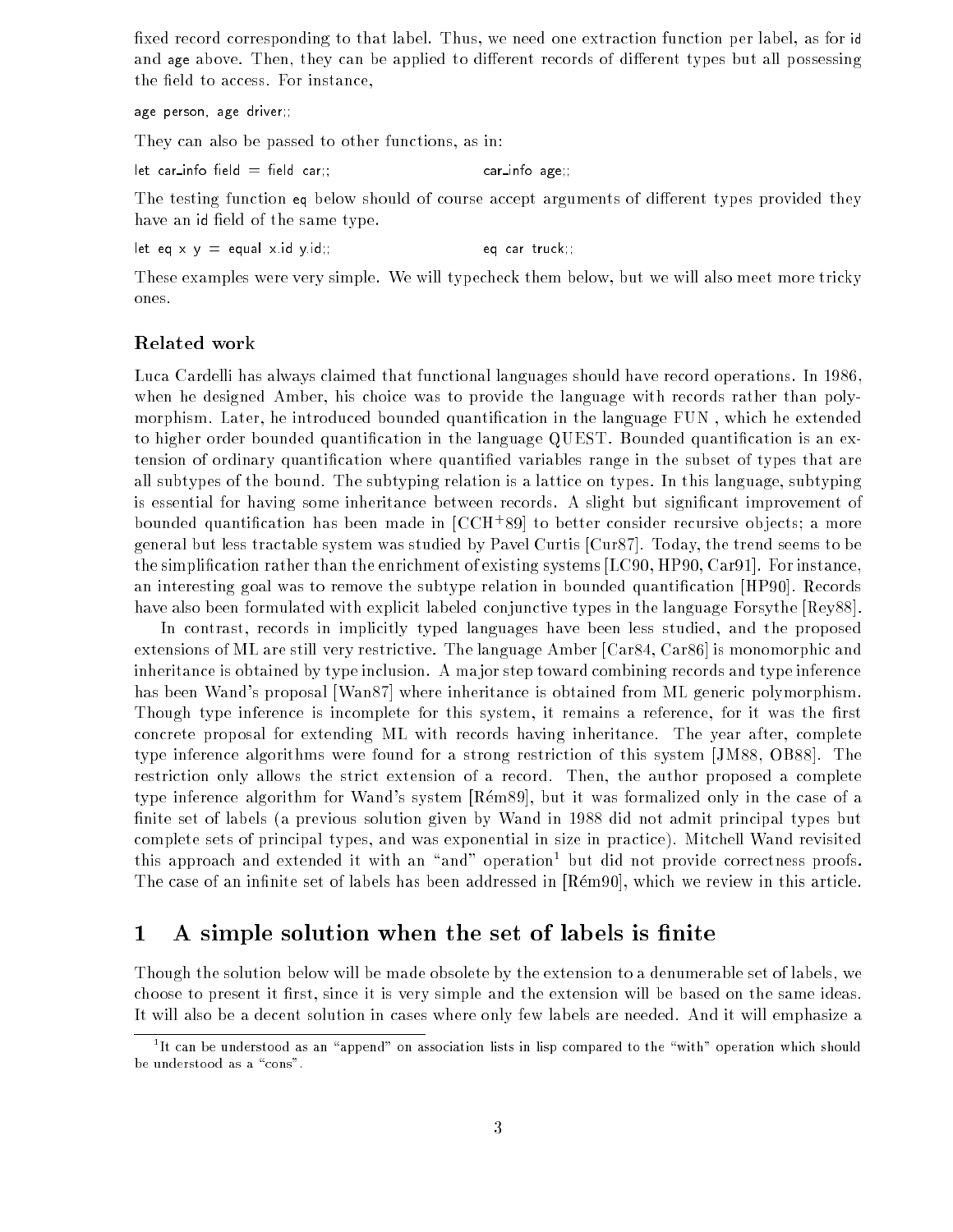fixed record corresponding to that label. Thus, we need one extraction function per label, as for id and age above. Then, they can be applied to different records of different types but all possessing the field to access. For instance,

```
age person, age driver;;
```

They can also be passed to other functions, as in:

```
let car_info field = field car;;                    car_info age;;
```

The testing function eq below should of course accept arguments of different types provided they have an id field of the same type.

```
let eq x y = equal x.id y.id;;                      eq car truck;;
```

These examples were very simple. We will typecheck them below, but we will also meet more tricky ones.

### Related work

Luca Cardelli has always claimed that functional languages should have record operations. In 1986, when he designed Amber, his choice was to provide the language with records rather than polymorphism. Later, he introduced bounded quantification in the language FUN , which he extended to higher order bounded quantification in the language QUEST. Bounded quantification is an extension of ordinary quantification where quantified variables range in the subset of types that are all subtypes of the bound. The subtyping relation is a lattice on types. In this language, subtyping is essential for having some inheritance between records. A slight but significant improvement of bounded quantification has been made in [CCH+89] to better consider recursive objects; a more general but less tractable system was studied by Pavel Curtis [Cur87]. Today, the trend seems to be the simplification rather than the enrichment of existing systems [LC90, HP90, Car91]. For instance, an interesting goal was to remove the subtype relation in bounded quantification [HP90]. Records have also been formulated with explicit labeled conjunctive types in the language Forsythe [Rey88].

In contrast, records in implicitly typed languages have been less studied, and the proposed extensions of ML are still very restrictive. The language Amber [Car84, Car86] is monomorphic and inheritance is obtained by type inclusion. A major step toward combining records and type inference has been Wand's proposal [Wan87] where inheritance is obtained from ML generic polymorphism. Though type inference is incomplete for this system, it remains a reference, for it was the first concrete proposal for extending ML with records having inheritance. The year after, complete type inference algorithms were found for a strong restriction of this system [JM88, OB88]. The restriction only allows the strict extension of a record. Then, the author proposed a complete type inference algorithm for Wand's system [Rém89], but it was formalized only in the case of a finite set of labels (a previous solution given by Wand in 1988 did not admit principal types but complete sets of principal types, and was exponential in size in practice). Mitchell Wand revisited this approach and extended it with an "and" operation[1] but did not provide correctness proofs. The case of an infinite set of labels has been addressed in [Rém90], which we review in this article.

## 1 A simple solution when the set of labels is finite

Though the solution below will be made obsolete by the extension to a denumerable set of labels, we choose to present it first, since it is very simple and the extension will be based on the same ideas. It will also be a decent solution in cases where only few labels are needed. And it will emphasize a

[1] It can be understood as an "append" on association lists in lisp compared to the "with" operation which should be understood as a "cons".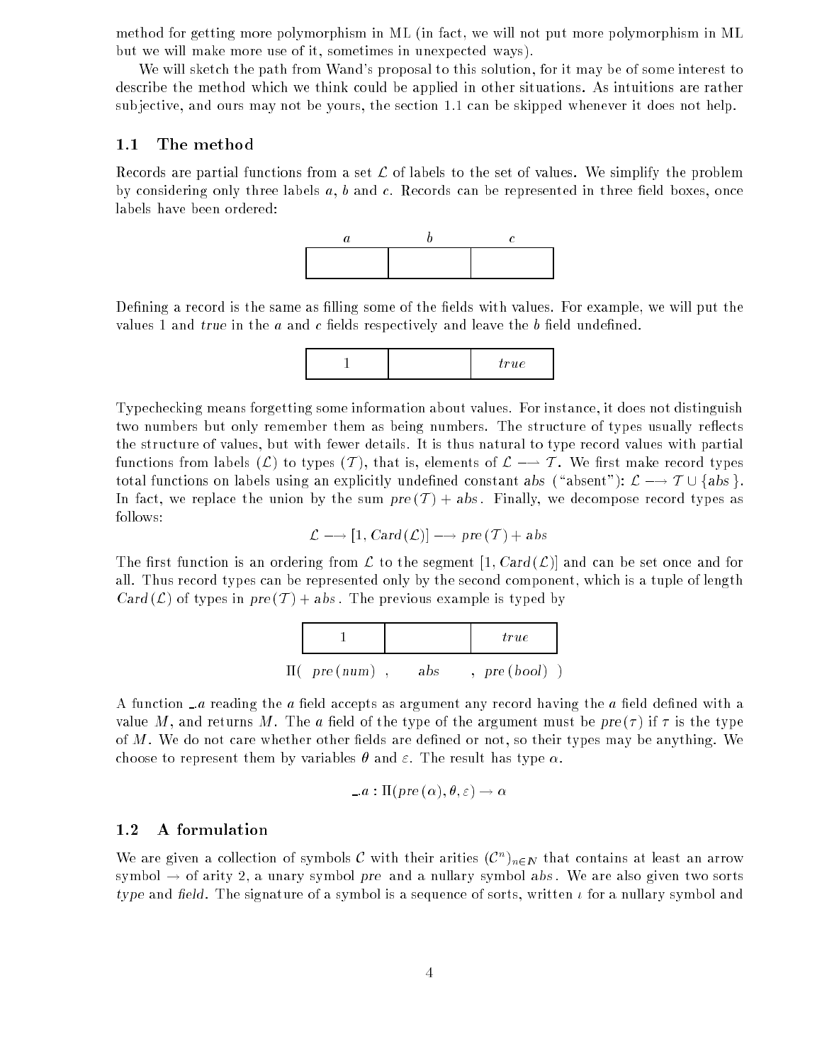method for getting more polymorphism in ML (in fact, we will not put more polymorphism in ML but we will make more use of it, sometimes in unexpected ways).

We will sketch the path from Wand's proposal to this solution, for it may be of some interest to describe the method which we think could be applied in other situations. As intuitions are rather subjective, and ours may not be yours, the section 1.1 can be skipped whenever it does not help.

## 1.1 The method

Records are partial functions from a set $\mathcal{L}$ of labels to the set of values. We simplify the problem by considering only three labels $a$, $b$ and $c$. Records can be represented in three field boxes, once labels have been ordered:

| $a$ | $b$ | $c$ |
|---|---|---|
| | | |

Defining a record is the same as filling some of the fields with values. For example, we will put the values 1 and *true* in the $a$ and $c$ fields respectively and leave the $b$ field undefined.

| | | |
|---|---|---|
| 1 | | *true* |

Typechecking means forgetting some information about values. For instance, it does not distinguish two numbers but only remember them as being numbers. The structure of types usually reflects the structure of values, but with fewer details. It is thus natural to type record values with partial functions from labels ($\mathcal{L}$) to types ($\mathcal{T}$), that is, elements of $\mathcal{L} \longrightarrow \mathcal{T}$. We first make record types total functions on labels using an explicitly undefined constant *abs* ("absent"): $\mathcal{L} \longrightarrow \mathcal{T} \cup \{abs\}$. In fact, we replace the union by the sum $pre(\mathcal{T}) + abs$. Finally, we decompose record types as follows:

$$\mathcal{L} \longrightarrow [1, Card(\mathcal{L})] \longrightarrow pre(\mathcal{T}) + abs$$

The first function is an ordering from $\mathcal{L}$ to the segment $[1, Card(\mathcal{L})]$ and can be set once and for all. Thus record types can be represented only by the second component, which is a tuple of length $Card(\mathcal{L})$ of types in $pre(\mathcal{T}) + abs$. The previous example is typed by

| | | |
|---|---|---|
| 1 | | *true* |

$$\Pi(\;pre(num)\;,\quad abs\quad,\;pre(bool)\;)$$

A function $\_.a$ reading the $a$ field accepts as argument any record having the $a$ field defined with a value $M$, and returns $M$. The $a$ field of the type of the argument must be $pre(\tau)$ if $\tau$ is the type of $M$. We do not care whether other fields are defined or not, so their types may be anything. We choose to represent them by variables $\theta$ and $\varepsilon$. The result has type $\alpha$.

$$\_.a : \Pi(pre(\alpha), \theta, \varepsilon) \rightarrow \alpha$$

## 1.2 A formulation

We are given a collection of symbols $\mathcal{C}$ with their arities $(\mathcal{C}^n)_{n \in \mathbb{N}}$ that contains at least an arrow symbol $\rightarrow$ of arity 2, a unary symbol *pre* and a nullary symbol *abs*. We are also given two sorts *type* and *field*. The signature of a symbol is a sequence of sorts, written $\iota$ for a nullary symbol and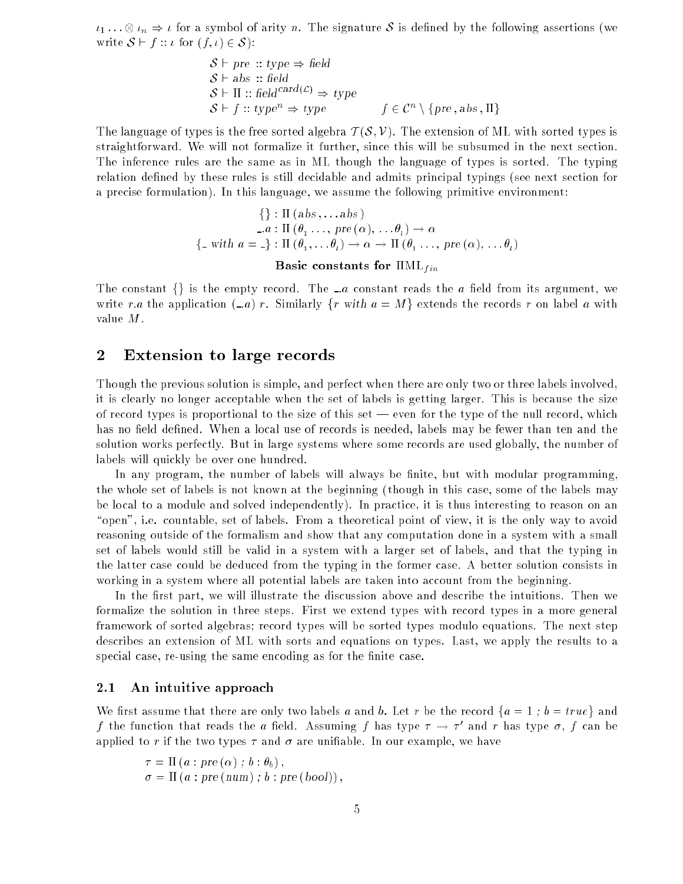$\iota_1 \ldots \otimes \iota_n \Rightarrow \iota$ for a symbol of arity $n$. The signature $\mathcal{S}$ is defined by the following assertions (we write $\mathcal{S} \vdash f :: \iota$ for $(f, \iota) \in \mathcal{S}$):

$$\begin{array}{ll}
\mathcal{S} \vdash pre :: type \Rightarrow field & \\
\mathcal{S} \vdash abs :: field & \\
\mathcal{S} \vdash \Pi :: field^{card(\mathcal{L})} \Rightarrow type & \\
\mathcal{S} \vdash f :: type^n \Rightarrow type & \quad f \in \mathcal{C}^n \setminus \{pre, abs, \Pi\}
\end{array}$$

The language of types is the free sorted algebra $\mathcal{T}(\mathcal{S}, \mathcal{V})$. The extension of ML with sorted types is straightforward. We will not formalize it further, since this will be subsumed in the next section. The inference rules are the same as in ML though the language of types is sorted. The typing relation defined by these rules is still decidable and admits principal typings (see next section for a precise formulation). In this language, we assume the following primitive environment:

$$\begin{array}{rl}
\{\} : & \Pi\,(abs, \ldots abs) \\
\_.a : & \Pi\,(\theta_1 \ldots, pre\,(\alpha), \ldots \theta_\iota) \to \alpha \\
\{\_ \; with \; a = \_\} : & \Pi\,(\theta_1, \ldots \theta_\iota) \to \alpha \to \Pi\,(\theta_1 \ldots, pre\,(\alpha), \ldots \theta_\iota)
\end{array}$$

**Basic constants for $\Pi\mathrm{ML}_{fin}$**

The constant $\{\}$ is the empty record. The $\_.a$ constant reads the $a$ field from its argument, we write $r.a$ the application $(\_.a)\ r$. Similarly $\{r \; with \; a = M\}$ extends the records $r$ on label $a$ with value $M$.

## 2 Extension to large records

Though the previous solution is simple, and perfect when there are only two or three labels involved, it is clearly no longer acceptable when the set of labels is getting larger. This is because the size of record types is proportional to the size of this set — even for the type of the null record, which has no field defined. When a local use of records is needed, labels may be fewer than ten and the solution works perfectly. But in large systems where some records are used globally, the number of labels will quickly be over one hundred.

In any program, the number of labels will always be finite, but with modular programming, the whole set of labels is not known at the beginning (though in this case, some of the labels may be local to a module and solved independently). In practice, it is thus interesting to reason on an "open", i.e. countable, set of labels. From a theoretical point of view, it is the only way to avoid reasoning outside of the formalism and show that any computation done in a system with a small set of labels would still be valid in a system with a larger set of labels, and that the typing in the latter case could be deduced from the typing in the former case. A better solution consists in working in a system where all potential labels are taken into account from the beginning.

In the first part, we will illustrate the discussion above and describe the intuitions. Then we formalize the solution in three steps. First we extend types with record types in a more general framework of sorted algebras; record types will be sorted types modulo equations. The next step describes an extension of ML with sorts and equations on types. Last, we apply the results to a special case, re-using the same encoding as for the finite case.

### 2.1 An intuitive approach

We first assume that there are only two labels $a$ and $b$. Let $r$ be the record $\{a = 1\ ;\ b = true\}$ and $f$ the function that reads the $a$ field. Assuming $f$ has type $\tau \to \tau'$ and $r$ has type $\sigma$, $f$ can be applied to $r$ if the two types $\tau$ and $\sigma$ are unifiable. In our example, we have

$$\tau = \Pi\,(a : pre\,(\alpha)\ ;\ b : \theta_b)\,,$$
$$\sigma = \Pi\,(a : pre\,(num)\ ;\ b : pre\,(bool))\,,$$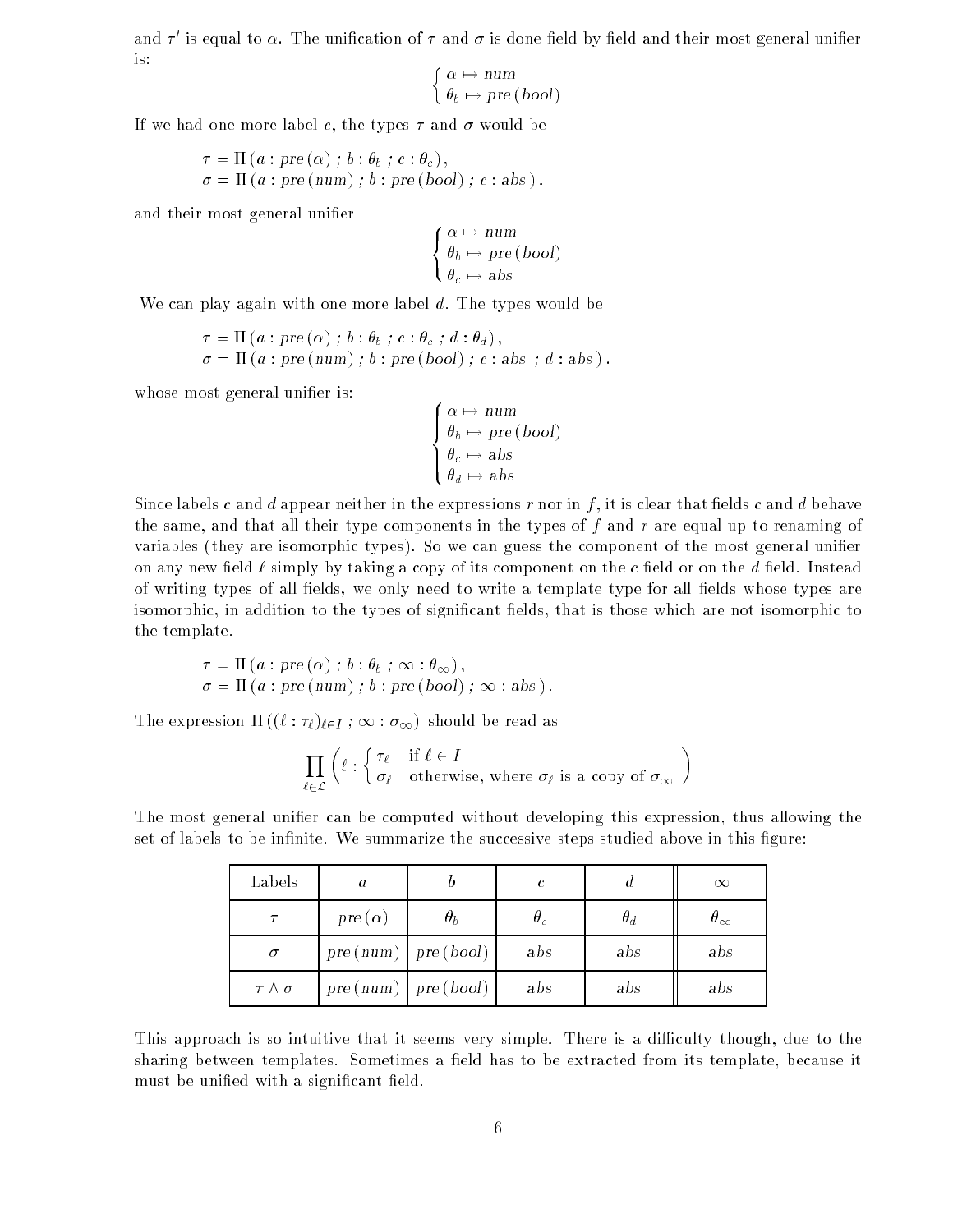and $\tau'$ is equal to $\alpha$. The unification of $\tau$ and $\sigma$ is done field by field and their most general unifier is:

$$\begin{cases} \alpha \mapsto \mathit{num} \\ \theta_b \mapsto \mathit{pre}\,(\mathit{bool}) \end{cases}$$

If we had one more label $c$, the types $\tau$ and $\sigma$ would be

$$\tau = \Pi\,(a : \mathit{pre}\,(\alpha)\ ;\ b : \theta_b\ ;\ c : \theta_c\,),$$
$$\sigma = \Pi\,(a : \mathit{pre}\,(\mathit{num})\ ;\ b : \mathit{pre}\,(\mathit{bool})\ ;\ c : \mathit{abs}\,).$$

and their most general unifier

$$\begin{cases} \alpha \mapsto \mathit{num} \\ \theta_b \mapsto \mathit{pre}\,(\mathit{bool}) \\ \theta_c \mapsto \mathit{abs} \end{cases}$$

We can play again with one more label $d$. The types would be

$$\tau = \Pi\,(a : \mathit{pre}\,(\alpha)\ ;\ b : \theta_b\ ;\ c : \theta_c\ ;\ d : \theta_d\,),$$
$$\sigma = \Pi\,(a : \mathit{pre}\,(\mathit{num})\ ;\ b : \mathit{pre}\,(\mathit{bool})\ ;\ c : \mathit{abs}\ \ ;\ d : \mathit{abs}\,).$$

whose most general unifier is:

$$\begin{cases} \alpha \mapsto \mathit{num} \\ \theta_b \mapsto \mathit{pre}\,(\mathit{bool}) \\ \theta_c \mapsto \mathit{abs} \\ \theta_d \mapsto \mathit{abs} \end{cases}$$

Since labels $c$ and $d$ appear neither in the expressions $r$ nor in $f$, it is clear that fields $c$ and $d$ behave the same, and that all their type components in the types of $f$ and $r$ are equal up to renaming of variables (they are isomorphic types). So we can guess the component of the most general unifier on any new field $\ell$ simply by taking a copy of its component on the $c$ field or on the $d$ field. Instead of writing types of all fields, we only need to write a template type for all fields whose types are isomorphic, in addition to the types of significant fields, that is those which are not isomorphic to the template.

$$\tau = \Pi\,(a : \mathit{pre}\,(\alpha)\ ;\ b : \theta_b\ ;\ \infty : \theta_\infty\,),$$
$$\sigma = \Pi\,(a : \mathit{pre}\,(\mathit{num})\ ;\ b : \mathit{pre}\,(\mathit{bool})\ ;\ \infty : \mathit{abs}\,).$$

The expression $\Pi\,((\ell : \tau_\ell)_{\ell \in I}\ ;\ \infty : \sigma_\infty)$ should be read as

$$\prod_{\ell \in \mathcal{L}} \left( \ell : \begin{cases} \tau_\ell & \text{if } \ell \in I \\ \sigma_\ell & \text{otherwise, where } \sigma_\ell \text{ is a copy of } \sigma_\infty \end{cases} \right)$$

The most general unifier can be computed without developing this expression, thus allowing the set of labels to be infinite. We summarize the successive steps studied above in this figure:

| Labels | $a$ | $b$ | $c$ | $d$ | $\infty$ |
|---|---|---|---|---|---|
| $\tau$ | $\mathit{pre}\,(\alpha)$ | $\theta_b$ | $\theta_c$ | $\theta_d$ | $\theta_\infty$ |
| $\sigma$ | $\mathit{pre}\,(\mathit{num})$ | $\mathit{pre}\,(\mathit{bool})$ | $\mathit{abs}$ | $\mathit{abs}$ | $\mathit{abs}$ |
| $\tau \wedge \sigma$ | $\mathit{pre}\,(\mathit{num})$ | $\mathit{pre}\,(\mathit{bool})$ | $\mathit{abs}$ | $\mathit{abs}$ | $\mathit{abs}$ |

This approach is so intuitive that it seems very simple. There is a difficulty though, due to the sharing between templates. Sometimes a field has to be extracted from its template, because it must be unified with a significant field.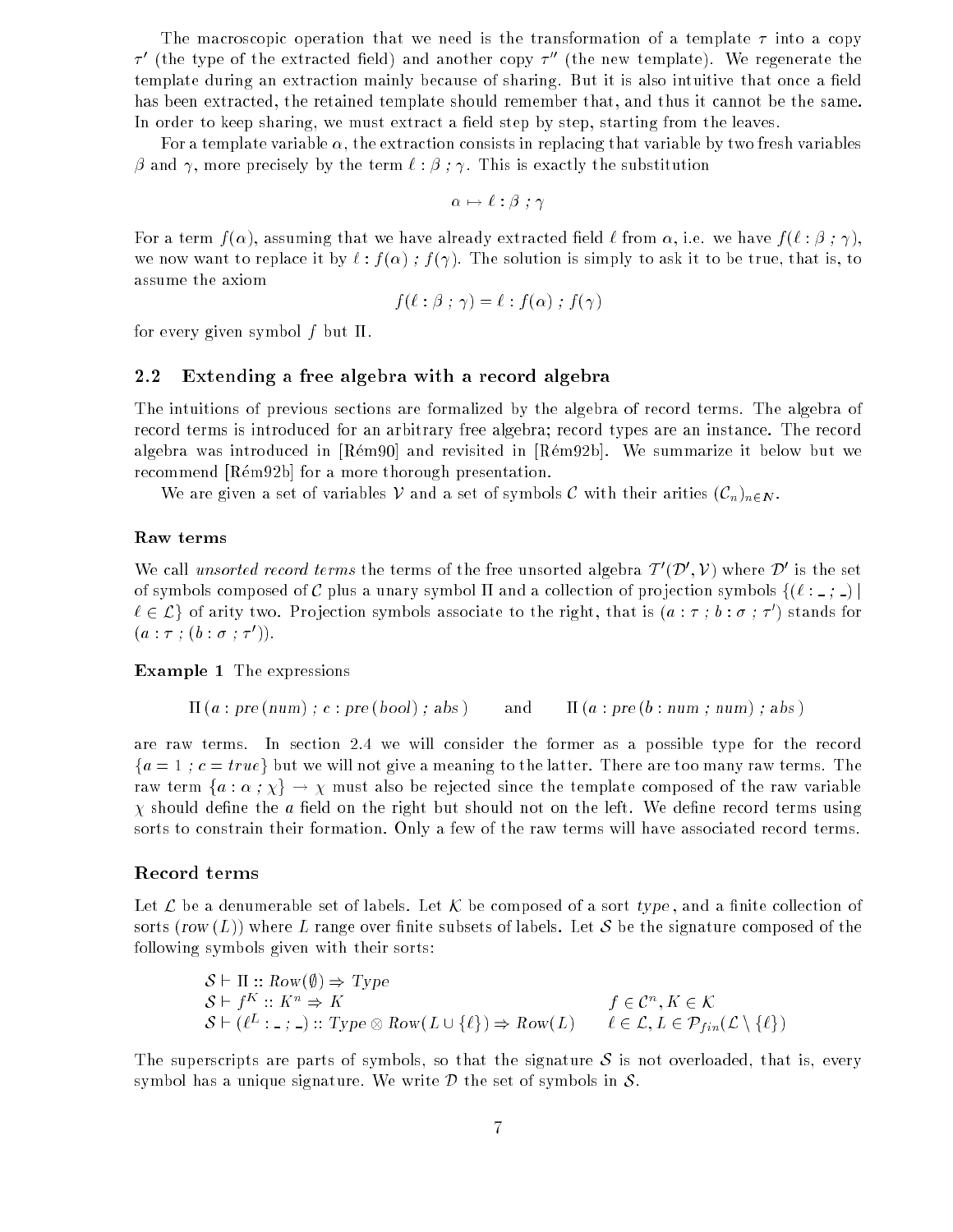The macroscopic operation that we need is the transformation of a template $\tau$ into a copy $\tau'$ (the type of the extracted field) and another copy $\tau''$ (the new template). We regenerate the template during an extraction mainly because of sharing. But it is also intuitive that once a field has been extracted, the retained template should remember that, and thus it cannot be the same. In order to keep sharing, we must extract a field step by step, starting from the leaves.

For a template variable $\alpha$, the extraction consists in replacing that variable by two fresh variables $\beta$ and $\gamma$, more precisely by the term $\ell : \beta \,;\, \gamma$. This is exactly the substitution

$$\alpha \mapsto \ell : \beta \,;\, \gamma$$

For a term $f(\alpha)$, assuming that we have already extracted field $\ell$ from $\alpha$, i.e. we have $f(\ell : \beta \,;\, \gamma)$, we now want to replace it by $\ell : f(\alpha) \,;\, f(\gamma)$. The solution is simply to ask it to be true, that is, to assume the axiom

$$f(\ell : \beta \,;\, \gamma) = \ell : f(\alpha) \,;\, f(\gamma)$$

for every given symbol $f$ but $\Pi$.

## 2.2 Extending a free algebra with a record algebra

The intuitions of previous sections are formalized by the algebra of record terms. The algebra of record terms is introduced for an arbitrary free algebra; record types are an instance. The record algebra was introduced in [Rém90] and revisited in [Rém92b]. We summarize it below but we recommend [Rém92b] for a more thorough presentation.

We are given a set of variables $\mathcal{V}$ and a set of symbols $\mathcal{C}$ with their arities $(\mathcal{C}_n)_{n \in \mathbb{N}}$.

### Raw terms

We call *unsorted record terms* the terms of the free unsorted algebra $\mathcal{T}'(\mathcal{D}', \mathcal{V})$ where $\mathcal{D}'$ is the set of symbols composed of $\mathcal{C}$ plus a unary symbol $\Pi$ and a collection of projection symbols $\{(\ell : \_ \,;\, \_) \mid \ell \in \mathcal{L}\}$ of arity two. Projection symbols associate to the right, that is $(a : \tau \,;\, b : \sigma \,;\, \tau')$ stands for $(a : \tau \,;\, (b : \sigma \,;\, \tau'))$.

**Example 1** The expressions

$$\Pi\,(a : pre\,(num) \,;\, c : pre\,(bool) \,;\, abs\,) \qquad \text{and} \qquad \Pi\,(a : pre\,(b : num \,;\, num) \,;\, abs\,)$$

are raw terms. In section 2.4 we will consider the former as a possible type for the record $\{a = 1 \,;\, c = true\}$ but we will not give a meaning to the latter. There are too many raw terms. The raw term $\{a : \alpha \,;\, \chi\} \rightarrow \chi$ must also be rejected since the template composed of the raw variable $\chi$ should define the $a$ field on the right but should not on the left. We define record terms using sorts to constrain their formation. Only a few of the raw terms will have associated record terms.

### Record terms

Let $\mathcal{L}$ be a denumerable set of labels. Let $\mathcal{K}$ be composed of a sort *type*, and a finite collection of sorts $(row\,(L))$ where $L$ range over finite subsets of labels. Let $\mathcal{S}$ be the signature composed of the following symbols given with their sorts:

$$\begin{array}{ll}
\mathcal{S} \vdash \Pi :: Row(\emptyset) \Rightarrow Type & \\
\mathcal{S} \vdash f^K :: K^n \Rightarrow K & f \in \mathcal{C}^n, K \in \mathcal{K} \\
\mathcal{S} \vdash (\ell^L : \_ \,;\, \_) :: Type \otimes Row(L \cup \{\ell\}) \Rightarrow Row(L) & \ell \in \mathcal{L}, L \in \mathcal{P}_{fin}(\mathcal{L} \setminus \{\ell\})
\end{array}$$

The superscripts are parts of symbols, so that the signature $\mathcal{S}$ is not overloaded, that is, every symbol has a unique signature. We write $\mathcal{D}$ the set of symbols in $\mathcal{S}$.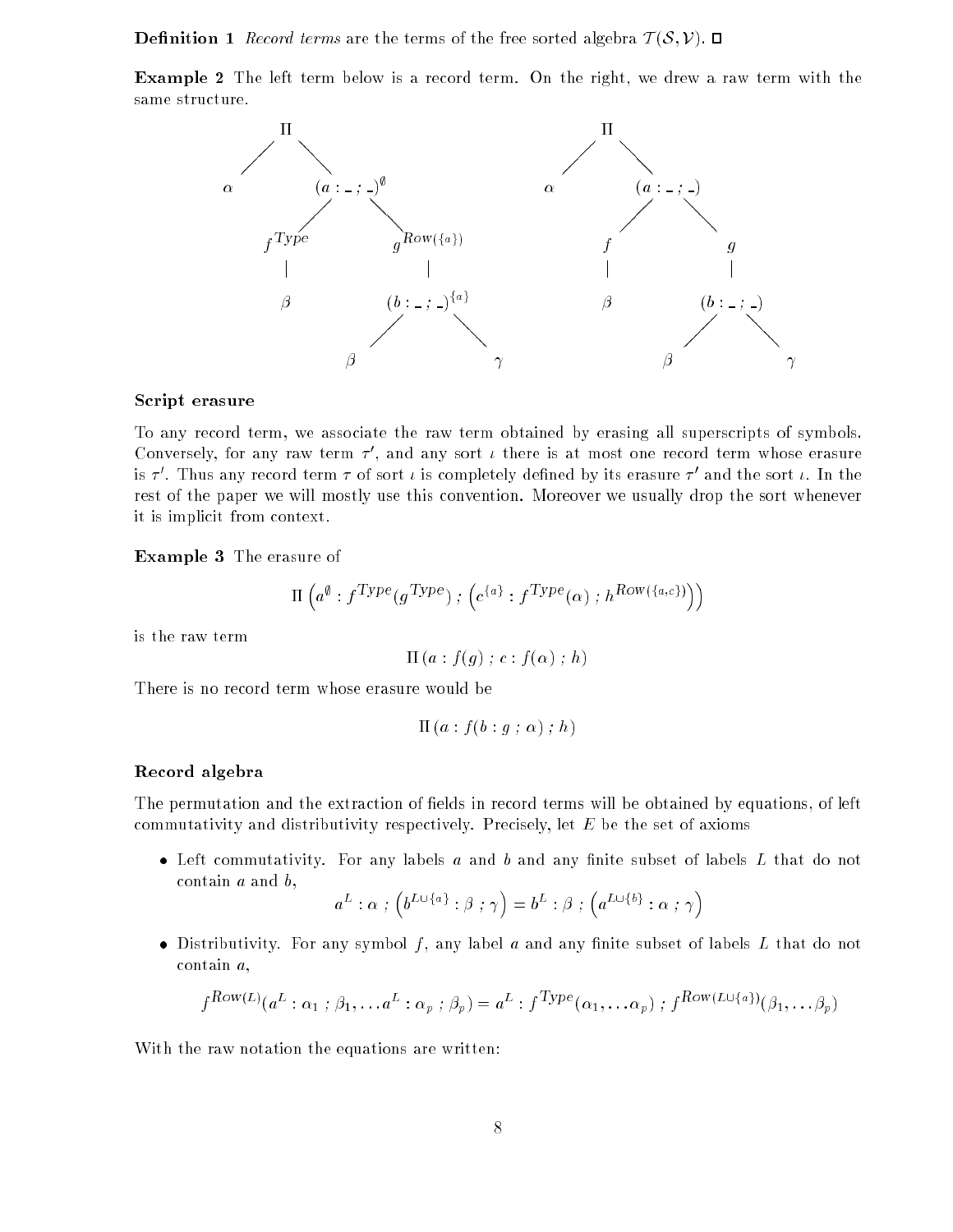**Definition 1** *Record terms* are the terms of the free sorted algebra $\mathcal{T}(\mathcal{S}, \mathcal{V})$. □

**Example 2** The left term below is a record term. On the right, we drew a raw term with the same structure.

$\Pi$ / $\alpha$ / $(a : \_ \; ; \; \_)^{\emptyset}$ / $f^{Type}$ / $g^{Row(\{a\})}$ / $\beta$ / $(b : \_ \; ; \; \_)^{\{a\}}$ / $\beta$ / $\gamma$

$\Pi$ / $\alpha$ / $(a : \_ \; ; \; \_)$ / $f$ / $g$ / $\beta$ / $(b : \_ \; ; \; \_)$ / $\beta$ / $\gamma$

### Script erasure

To any record term, we associate the raw term obtained by erasing all superscripts of symbols. Conversely, for any raw term $\tau'$, and any sort $\iota$ there is at most one record term whose erasure is $\tau'$. Thus any record term $\tau$ of sort $\iota$ is completely defined by its erasure $\tau'$ and the sort $\iota$. In the rest of the paper we will mostly use this convention. Moreover we usually drop the sort whenever it is implicit from context.

**Example 3** The erasure of

$$\Pi\left(a^{\emptyset} : f^{Type}(g^{Type}) \; ; \; \left(c^{\{a\}} : f^{Type}(\alpha) \; ; \; h^{Row(\{a,c\})}\right)\right)$$

is the raw term

$$\Pi\,(a : f(g) \; ; \; c : f(\alpha) \; ; \; h)$$

There is no record term whose erasure would be

$$\Pi\,(a : f(b : g \; ; \; \alpha) \; ; \; h)$$

### Record algebra

The permutation and the extraction of fields in record terms will be obtained by equations, of left commutativity and distributivity respectively. Precisely, let $E$ be the set of axioms

- Left commutativity. For any labels $a$ and $b$ and any finite subset of labels $L$ that do not contain $a$ and $b$,

$$a^L : \alpha \; ; \; \left(b^{L \cup \{a\}} : \beta \; ; \; \gamma\right) = b^L : \beta \; ; \; \left(a^{L \cup \{b\}} : \alpha \; ; \; \gamma\right)$$

- Distributivity. For any symbol $f$, any label $a$ and any finite subset of labels $L$ that do not contain $a$,

$$f^{Row(L)}(a^L : \alpha_1 \; ; \; \beta_1, \ldots a^L : \alpha_p \; ; \; \beta_p) = a^L : f^{Type}(\alpha_1, \ldots \alpha_p) \; ; \; f^{Row(L \cup \{a\})}(\beta_1, \ldots \beta_p)$$

With the raw notation the equations are written: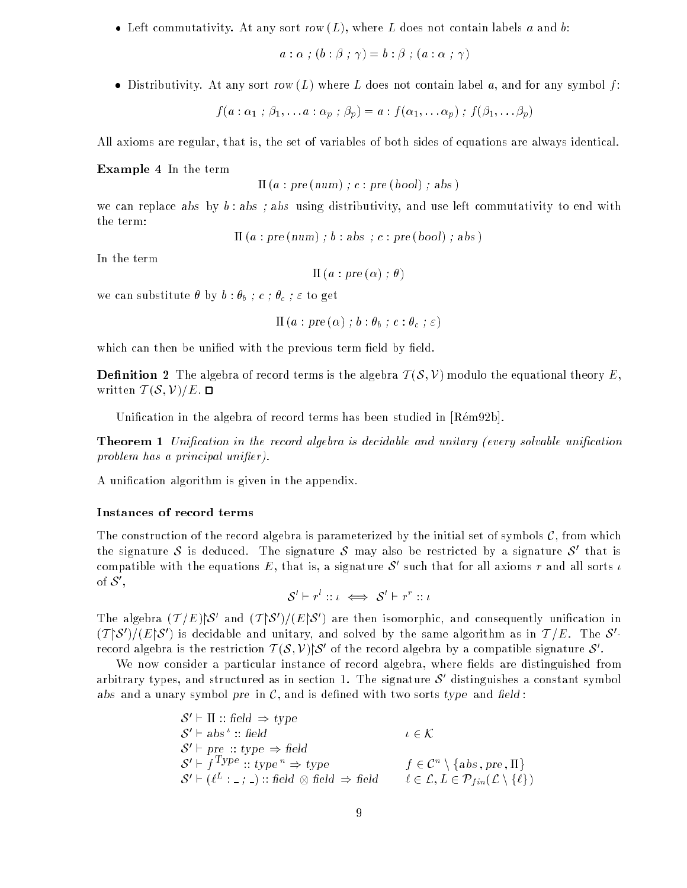- Left commutativity. At any sort *row* $(L)$, where $L$ does not contain labels $a$ and $b$:

$$a : \alpha \; ; (b : \beta \; ; \gamma) = b : \beta \; ; (a : \alpha \; ; \gamma)$$

- Distributivity. At any sort *row* $(L)$ where $L$ does not contain label $a$, and for any symbol $f$:

$$f(a : \alpha_1 \; ; \beta_1, \ldots a : \alpha_p \; ; \beta_p) = a : f(\alpha_1, \ldots \alpha_p) \; ; f(\beta_1, \ldots \beta_p)$$

All axioms are regular, that is, the set of variables of both sides of equations are always identical.

**Example 4** In the term

$$\Pi\,(a : pre\,(num) \; ; c : pre\,(bool) \; ; abs\,)$$

we can replace *abs* by $b : abs \; ; abs$ using distributivity, and use left commutativity to end with the term:

$$\Pi\,(a : pre\,(num) \; ; b : abs \; ; c : pre\,(bool) \; ; abs\,)$$

In the term

$$\Pi\,(a : pre\,(\alpha) \; ; \theta)$$

we can substitute $\theta$ by $b : \theta_b \; ; c \; ; \theta_c \; ; \varepsilon$ to get

$$\Pi\,(a : pre\,(\alpha) \; ; b : \theta_b \; ; c : \theta_c \; ; \varepsilon)$$

which can then be unified with the previous term field by field.

**Definition 2** The algebra of record terms is the algebra $\mathcal{T}(\mathcal{S}, \mathcal{V})$ modulo the equational theory $E$, written $\mathcal{T}(\mathcal{S}, \mathcal{V})/E$. □

Unification in the algebra of record terms has been studied in [Rém92b].

**Theorem 1** *Unification in the record algebra is decidable and unitary (every solvable unification problem has a principal unifier).*

A unification algorithm is given in the appendix.

### Instances of record terms

The construction of the record algebra is parameterized by the initial set of symbols $\mathcal{C}$, from which the signature $\mathcal{S}$ is deduced. The signature $\mathcal{S}$ may also be restricted by a signature $\mathcal{S}'$ that is compatible with the equations $E$, that is, a signature $\mathcal{S}'$ such that for all axioms $r$ and all sorts $\iota$ of $\mathcal{S}'$,

$$\mathcal{S}' \vdash r^l :: \iota \iff \mathcal{S}' \vdash r^r :: \iota$$

The algebra $(\mathcal{T}/E)\lceil\mathcal{S}'$ and $(\mathcal{T}\lceil\mathcal{S}')/(E\lceil\mathcal{S}')$ are then isomorphic, and consequently unification in $(\mathcal{T}\lceil\mathcal{S}')/(E\lceil\mathcal{S}')$ is decidable and unitary, and solved by the same algorithm as in $\mathcal{T}/E$. The $\mathcal{S}'$-record algebra is the restriction $\mathcal{T}(\mathcal{S}, \mathcal{V})\lceil\mathcal{S}'$ of the record algebra by a compatible signature $\mathcal{S}'$.

We now consider a particular instance of record algebra, where fields are distinguished from arbitrary types, and structured as in section 1. The signature $\mathcal{S}'$ distinguishes a constant symbol *abs* and a unary symbol *pre* in $\mathcal{C}$, and is defined with two sorts *type* and *field*:

$$
\begin{array}{ll}
\mathcal{S}' \vdash \Pi :: \mathit{field} \Rightarrow \mathit{type} & \\
\mathcal{S}' \vdash \mathit{abs}^{\,\iota} :: \mathit{field} & \iota \in \mathcal{K} \\
\mathcal{S}' \vdash \mathit{pre} :: \mathit{type} \Rightarrow \mathit{field} & \\
\mathcal{S}' \vdash f^{\,\mathit{Type}} :: \mathit{type}^{\,n} \Rightarrow \mathit{type} & f \in \mathcal{C}^n \setminus \{\mathit{abs}, \mathit{pre}, \Pi\} \\
\mathcal{S}' \vdash (\ell^L : \_ \; ; \_) :: \mathit{field} \otimes \mathit{field} \Rightarrow \mathit{field} & \ell \in \mathcal{L}, L \in \mathcal{P}_{fin}(\mathcal{L} \setminus \{\ell\})
\end{array}
$$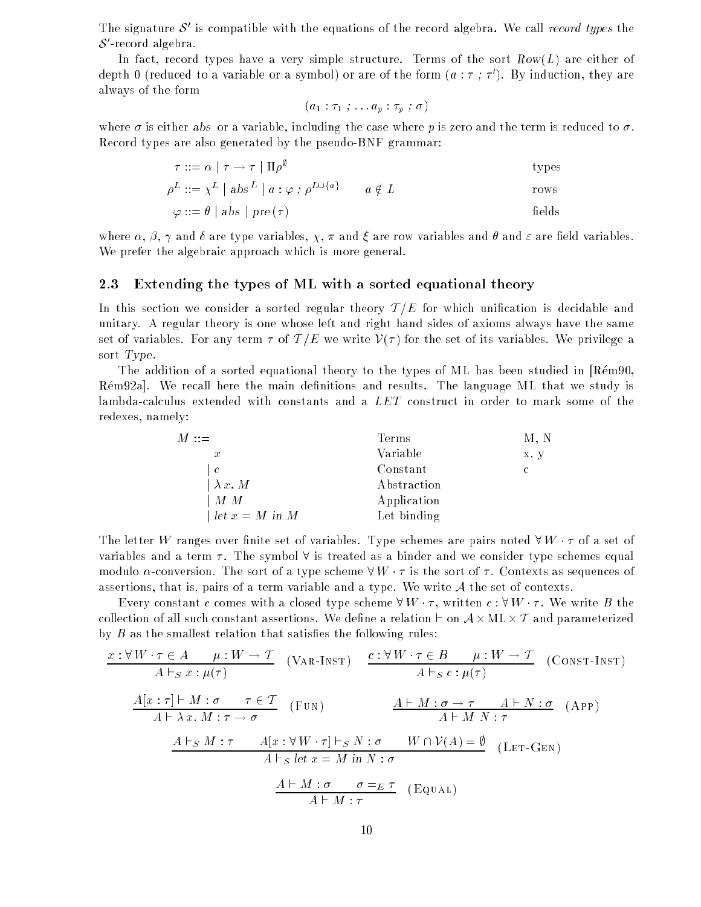The signature $\mathcal{S}'$ is compatible with the equations of the record algebra. We call *record types* the $\mathcal{S}'$-record algebra.

In fact, record types have a very simple structure. Terms of the sort $Row(L)$ are either of depth 0 (reduced to a variable or a symbol) or are of the form $(a : \tau \; ; \; \tau')$. By induction, they are always of the form

$$(a_1 : \tau_1 \; ; \; \dots a_p : \tau_p \; ; \; \sigma)$$

where $\sigma$ is either $abs$ or a variable, including the case where $p$ is zero and the term is reduced to $\sigma$. Record types are also generated by the pseudo-BNF grammar:

$$\begin{array}{lll}
\tau ::= \alpha \mid \tau \to \tau \mid \Pi \rho^{\emptyset} & & \text{types} \\
\rho^L ::= \chi^L \mid abs^L \mid a : \varphi \; ; \; \rho^{L \cup \{a\}} & a \notin L & \text{rows} \\
\varphi ::= \theta \mid abs \mid pre(\tau) & & \text{fields}
\end{array}$$

where $\alpha$, $\beta$, $\gamma$ and $\delta$ are type variables, $\chi$, $\pi$ and $\xi$ are row variables and $\theta$ and $\varepsilon$ are field variables. We prefer the algebraic approach which is more general.

### 2.3 Extending the types of ML with a sorted equational theory

In this section we consider a sorted regular theory $\mathcal{T}/E$ for which unification is decidable and unitary. A regular theory is one whose left and right hand sides of axioms always have the same set of variables. For any term $\tau$ of $\mathcal{T}/E$ we write $\mathcal{V}(\tau)$ for the set of its variables. We privilege a sort $Type$.

The addition of a sorted equational theory to the types of ML has been studied in [Rém90, Rém92a]. We recall here the main definitions and results. The language ML that we study is lambda-calculus extended with constants and a $LET$ construct in order to mark some of the redexes, namely:

| | | |
|---|---|---|
| $M ::=$ | Terms | M, N |
| $\quad x$ | Variable | x, y |
| $\quad \mid c$ | Constant | c |
| $\quad \mid \lambda\, x.\, M$ | Abstraction | |
| $\quad \mid M\; M$ | Application | |
| $\quad \mid let\; x = M\; in\; M$ | Let binding | |

The letter $W$ ranges over finite set of variables. Type schemes are pairs noted $\forall\, W \cdot \tau$ of a set of variables and a term $\tau$. The symbol $\forall$ is treated as a binder and we consider type schemes equal modulo $\alpha$-conversion. The sort of a type scheme $\forall\, W \cdot \tau$ is the sort of $\tau$. Contexts as sequences of assertions, that is, pairs of a term variable and a type. We write $\mathcal{A}$ the set of contexts.

Every constant $c$ comes with a closed type scheme $\forall\, W \cdot \tau$, written $c : \forall\, W \cdot \tau$. We write $B$ the collection of all such constant assertions. We define a relation $\vdash$ on $\mathcal{A} \times \text{ML} \times \mathcal{T}$ and parameterized by $B$ as the smallest relation that satisfies the following rules:

$$\frac{x : \forall\, W \cdot \tau \in A \qquad \mu : W \to \mathcal{T}}{A \vdash_S x : \mu(\tau)} \; (\textsc{Var-Inst}) \qquad \frac{c : \forall\, W \cdot \tau \in B \qquad \mu : W \to \mathcal{T}}{A \vdash_S c : \mu(\tau)} \; (\textsc{Const-Inst})$$

$$\frac{A[x : \tau] \vdash M : \sigma \qquad \tau \in \mathcal{T}}{A \vdash \lambda\, x.\, M : \tau \to \sigma} \; (\textsc{Fun}) \qquad \frac{A \vdash M : \sigma \to \tau \qquad A \vdash N : \sigma}{A \vdash M\; N : \tau} \; (\textsc{App})$$

$$\frac{A \vdash_S M : \tau \qquad A[x : \forall\, W \cdot \tau] \vdash_S N : \sigma \qquad W \cap \mathcal{V}(A) = \emptyset}{A \vdash_S let\; x = M\; in\; N : \sigma} \; (\textsc{Let-Gen})$$

$$\frac{A \vdash M : \sigma \qquad \sigma =_E \tau}{A \vdash M : \tau} \; (\textsc{Equal})$$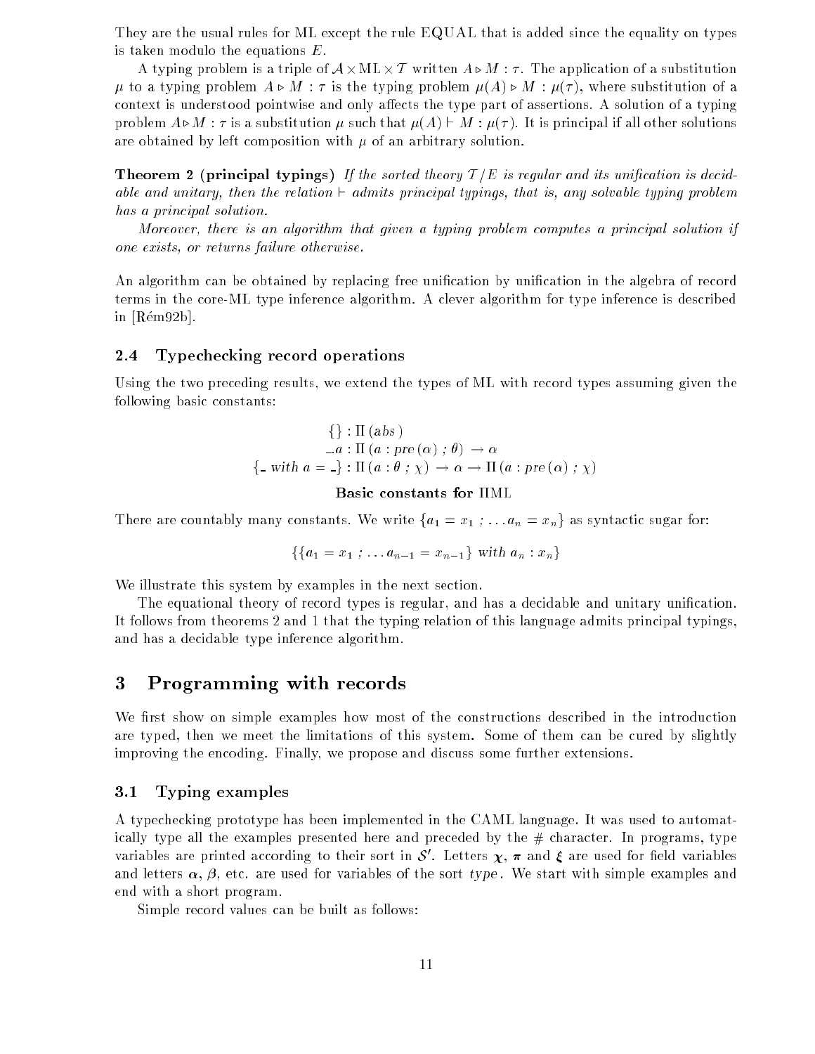They are the usual rules for ML except the rule EQUAL that is added since the equality on types is taken modulo the equations $E$.

A typing problem is a triple of $\mathcal{A} \times \mathrm{ML} \times \mathcal{T}$ written $A \triangleright M : \tau$. The application of a substitution $\mu$ to a typing problem $A \triangleright M : \tau$ is the typing problem $\mu(A) \triangleright M : \mu(\tau)$, where substitution of a context is understood pointwise and only affects the type part of assertions. A solution of a typing problem $A \triangleright M : \tau$ is a substitution $\mu$ such that $\mu(A) \vdash M : \mu(\tau)$. It is principal if all other solutions are obtained by left composition with $\mu$ of an arbitrary solution.

**Theorem 2 (principal typings)** *If the sorted theory $\mathcal{T}/E$ is regular and its unification is decidable and unitary, then the relation $\vdash$ admits principal typings, that is, any solvable typing problem has a principal solution.*

*Moreover, there is an algorithm that given a typing problem computes a principal solution if one exists, or returns failure otherwise.*

An algorithm can be obtained by replacing free unification by unification in the algebra of record terms in the core-ML type inference algorithm. A clever algorithm for type inference is described in [Rém92b].

## 2.4 Typechecking record operations

Using the two preceding results, we extend the types of ML with record types assuming given the following basic constants:

$$
\begin{aligned}
\{\} &: \Pi\,(abs) \\
\_.a &: \Pi\,(a : pre\,(\alpha)\ ;\ \theta) \rightarrow \alpha \\
\{\_\ with\ a = \_\} &: \Pi\,(a : \theta\ ;\ \chi) \rightarrow \alpha \rightarrow \Pi\,(a : pre\,(\alpha)\ ;\ \chi)
\end{aligned}
$$

**Basic constants for** $\Pi$ML

There are countably many constants. We write $\{a_1 = x_1\ ;\ \ldots a_n = x_n\}$ as syntactic sugar for:

$$\{\{a_1 = x_1\ ;\ \ldots a_{n-1} = x_{n-1}\}\ with\ a_n : x_n\}$$

We illustrate this system by examples in the next section.

The equational theory of record types is regular, and has a decidable and unitary unification. It follows from theorems 2 and 1 that the typing relation of this language admits principal typings, and has a decidable type inference algorithm.

# 3 Programming with records

We first show on simple examples how most of the constructions described in the introduction are typed, then we meet the limitations of this system. Some of them can be cured by slightly improving the encoding. Finally, we propose and discuss some further extensions.

## 3.1 Typing examples

A typechecking prototype has been implemented in the CAML language. It was used to automatically type all the examples presented here and preceded by the # character. In programs, type variables are printed according to their sort in $\mathcal{S}'$. Letters $\boldsymbol{\chi}$, $\boldsymbol{\pi}$ and $\boldsymbol{\xi}$ are used for field variables and letters $\boldsymbol{\alpha}$, $\boldsymbol{\beta}$, etc. are used for variables of the sort *type*. We start with simple examples and end with a short program.

Simple record values can be built as follows: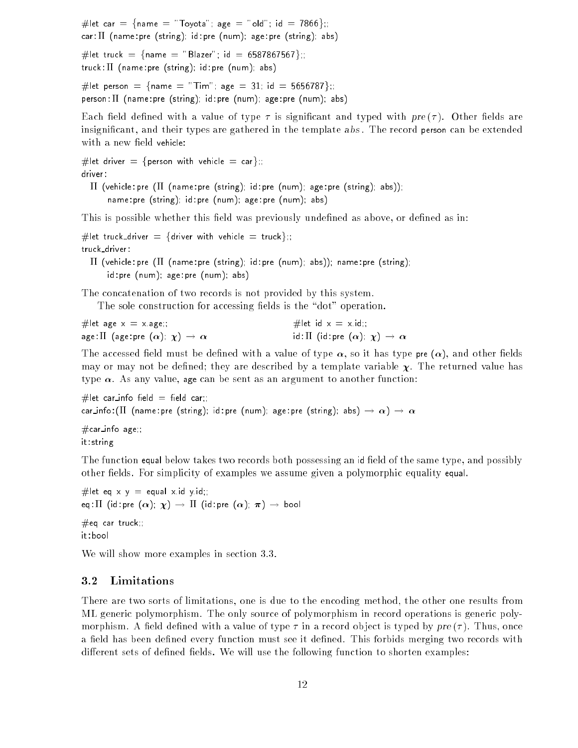```
#let car = {name = "Toyota"; age = "old"; id = 7866};;
car:Π (name:pre (string); id:pre (num); age:pre (string); abs)

#let truck = {name = "Blazer"; id = 6587867567};;
truck:Π (name:pre (string); id:pre (num); abs)

#let person = {name = "Tim"; age = 31; id = 5656787};;
person:Π (name:pre (string); id:pre (num); age:pre (num); abs)
```

Each field defined with a value of type $\tau$ is significant and typed with $pre(\tau)$. Other fields are insignificant, and their types are gathered in the template $abs$. The record person can be extended with a new field vehicle:

```
#let driver = {person with vehicle = car};;
driver:
  Π (vehicle:pre (Π (name:pre (string); id:pre (num); age:pre (string); abs));
      name:pre (string); id:pre (num); age:pre (num); abs)
```

This is possible whether this field was previously undefined as above, or defined as in:

```
#let truck_driver = {driver with vehicle = truck};;
truck_driver:
  Π (vehicle:pre (Π (name:pre (string); id:pre (num); abs)); name:pre (string);
      id:pre (num); age:pre (num); abs)
```

The concatenation of two records is not provided by this system.

The sole construction for accessing fields is the "dot" operation.

```
#let age x = x.age;;
age:Π (age:pre (α); χ) → α

#let id x = x.id;;
id:Π (id:pre (α); χ) → α
```

The accessed field must be defined with a value of type $\alpha$, so it has type pre $(\alpha)$, and other fields may or may not be defined; they are described by a template variable $\chi$. The returned value has type $\alpha$. As any value, age can be sent as an argument to another function:

```
#let car_info field = field car;;
car_info:(Π (name:pre (string); id:pre (num); age:pre (string); abs) → α) → α

#car_info age;;
it:string
```

The function equal below takes two records both possessing an id field of the same type, and possibly other fields. For simplicity of examples we assume given a polymorphic equality equal.

```
#let eq x y = equal x.id y.id;;
eq:Π (id:pre (α); χ) → Π (id:pre (α); π) → bool

#eq car truck;;
it:bool
```

We will show more examples in section 3.3.

## 3.2 Limitations

There are two sorts of limitations, one is due to the encoding method, the other one results from ML generic polymorphism. The only source of polymorphism in record operations is generic polymorphism. A field defined with a value of type $\tau$ in a record object is typed by $pre(\tau)$. Thus, once a field has been defined every function must see it defined. This forbids merging two records with different sets of defined fields. We will use the following function to shorten examples: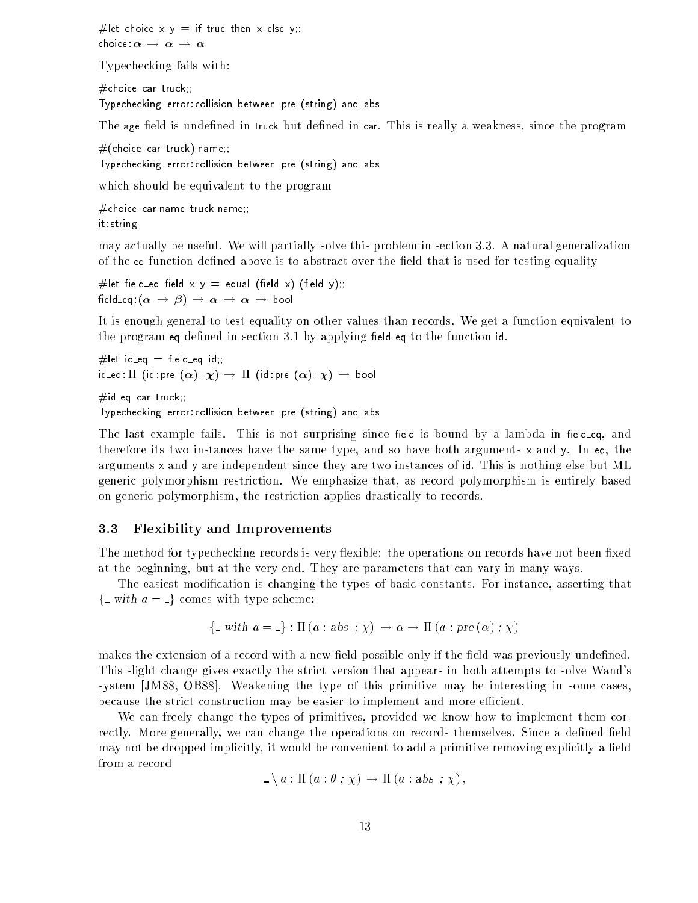```
#let choice x y = if true then x else y;;
choice: α → α → α
```

Typechecking fails with:

```
#choice car truck;;
Typechecking error: collision between pre (string) and abs
```

The age field is undefined in truck but defined in car. This is really a weakness, since the program

```
#(choice car truck).name;;
Typechecking error: collision between pre (string) and abs
```

which should be equivalent to the program

```
#choice car.name truck.name;;
it: string
```

may actually be useful. We will partially solve this problem in section 3.3. A natural generalization of the eq function defined above is to abstract over the field that is used for testing equality

```
#let field_eq field x y = equal (field x) (field y);;
field_eq: (α → β) → α → α → bool
```

It is enough general to test equality on other values than records. We get a function equivalent to the program eq defined in section 3.1 by applying field_eq to the function id.

```
#let id_eq = field_eq id;;
id_eq: Π (id: pre (α); χ) → Π (id: pre (α); χ) → bool
```

```
#id_eq car truck;;
Typechecking error: collision between pre (string) and abs
```

The last example fails. This is not surprising since field is bound by a lambda in field_eq, and therefore its two instances have the same type, and so have both arguments x and y. In eq, the arguments x and y are independent since they are two instances of id. This is nothing else but ML generic polymorphism restriction. We emphasize that, as record polymorphism is entirely based on generic polymorphism, the restriction applies drastically to records.

### 3.3 Flexibility and Improvements

The method for typechecking records is very flexible: the operations on records have not been fixed at the beginning, but at the very end. They are parameters that can vary in many ways.

The easiest modification is changing the types of basic constants. For instance, asserting that $\{\_ \textit{ with } a = \_\}$ comes with type scheme:

$$\{\_ \textit{ with } a = \_\} : \Pi\,(a : \textit{abs} \;;\, \chi) \to \alpha \to \Pi\,(a : \textit{pre}\,(\alpha)\;;\, \chi)$$

makes the extension of a record with a new field possible only if the field was previously undefined. This slight change gives exactly the strict version that appears in both attempts to solve Wand's system [JM88, OB88]. Weakening the type of this primitive may be interesting in some cases, because the strict construction may be easier to implement and more efficient.

We can freely change the types of primitives, provided we know how to implement them correctly. More generally, we can change the operations on records themselves. Since a defined field may not be dropped implicitly, it would be convenient to add a primitive removing explicitly a field from a record

$$\_ \setminus a : \Pi\,(a : \theta \;;\, \chi) \to \Pi\,(a : \textit{abs} \;;\, \chi),$$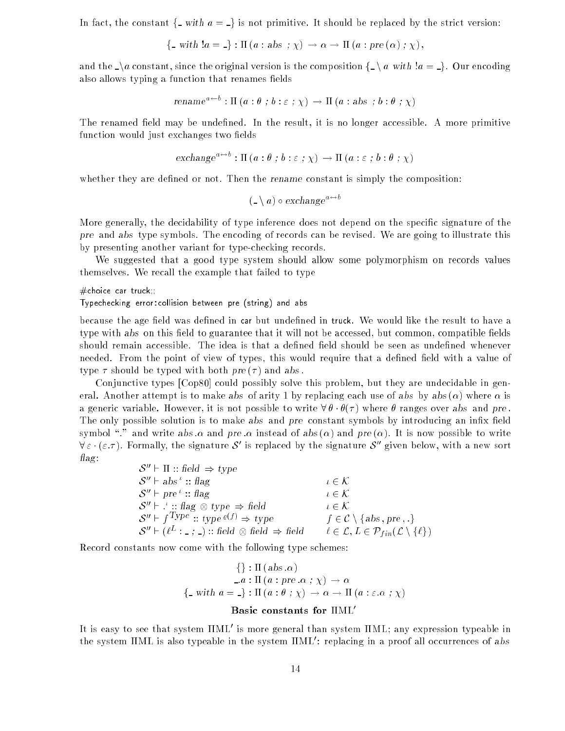In fact, the constant $\{\_ \; with \; a = \_\}$ is not primitive. It should be replaced by the strict version:

$$\{\_ \; with \; !a = \_\} : \Pi\,(a : abs \; ; \chi) \to \alpha \to \Pi\,(a : pre\,(\alpha) \; ; \chi),$$

and the $\_\backslash a$ constant, since the original version is the composition $\{\_ \backslash \; a \; with \; !a = \_\}$. Our encoding also allows typing a function that renames fields

$$rename^{a \leftarrow b} : \Pi\,(a : \theta \; ; b : \varepsilon \; ; \chi) \to \Pi\,(a : abs \; ; b : \theta \; ; \chi)$$

The renamed field may be undefined. In the result, it is no longer accessible. A more primitive function would just exchanges two fields

$$exchange^{a \leftrightarrow b} : \Pi\,(a : \theta \; ; b : \varepsilon \; ; \chi) \to \Pi\,(a : \varepsilon \; ; b : \theta \; ; \chi)$$

whether they are defined or not. Then the *rename* constant is simply the composition:

$$(\_ \setminus a) \circ exchange^{a \leftrightarrow b}$$

More generally, the decidability of type inference does not depend on the specific signature of the *pre* and *abs* type symbols. The encoding of records can be revised. We are going to illustrate this by presenting another variant for type-checking records.

We suggested that a good type system should allow some polymorphism on records values themselves. We recall the example that failed to type

```
#choice car truck;;
Typechecking error:collision between pre (string) and abs
```

because the age field was defined in car but undefined in truck. We would like the result to have a type with *abs* on this field to guarantee that it will not be accessed, but common, compatible fields should remain accessible. The idea is that a defined field should be seen as undefined whenever needed. From the point of view of types, this would require that a defined field with a value of type $\tau$ should be typed with both $pre\,(\tau)$ and $abs$.

Conjunctive types [Cop80] could possibly solve this problem, but they are undecidable in general. Another attempt is to make *abs* of arity 1 by replacing each use of *abs* by $abs\,(\alpha)$ where $\alpha$ is a generic variable. However, it is not possible to write $\forall\,\theta \cdot \theta(\tau)$ where $\theta$ ranges over *abs* and *pre*. The only possible solution is to make *abs* and *pre* constant symbols by introducing an infix field symbol "." and write $abs.\alpha$ and $pre.\alpha$ instead of $abs\,(\alpha)$ and $pre\,(\alpha)$. It is now possible to write $\forall\,\varepsilon \cdot (\varepsilon.\tau)$. Formally, the signature $\mathcal{S}'$ is replaced by the signature $\mathcal{S}''$ given below, with a new sort *flag*:

$$
\begin{array}{ll}
\mathcal{S}'' \vdash \Pi :: \mathit{field} \Rightarrow \mathit{type} & \\
\mathcal{S}'' \vdash abs^{\iota} :: \mathit{flag} & \iota \in \mathcal{K} \\
\mathcal{S}'' \vdash pre^{\iota} :: \mathit{flag} & \iota \in \mathcal{K} \\
\mathcal{S}'' \vdash .^{\iota} :: \mathit{flag} \otimes \mathit{type} \Rightarrow \mathit{field} & \iota \in \mathcal{K} \\
\mathcal{S}'' \vdash f^{\,Type} :: \mathit{type}^{\,\varrho(f)} \Rightarrow \mathit{type} & f \in \mathcal{C} \setminus \{abs, pre, .\} \\
\mathcal{S}'' \vdash (\ell^{L} : \_ \; ; \_) :: \mathit{field} \otimes \mathit{field} \Rightarrow \mathit{field} & \ell \in \mathcal{L}, L \in \mathcal{P}_{fin}(\mathcal{L} \setminus \{\ell\})
\end{array}
$$

Record constants now come with the following type schemes:

$$
\begin{array}{rl}
\{\} & : \Pi\,(abs.\alpha) \\
\_.a & : \Pi\,(a : pre.\alpha \; ; \chi) \to \alpha \\
\{\_ \; with \; a = \_\} & : \Pi\,(a : \theta \; ; \chi) \to \alpha \to \Pi\,(a : \varepsilon.\alpha \; ; \chi)
\end{array}
$$

**Basic constants for $\Pi$ML$'$**

It is easy to see that system $\Pi$ML$'$ is more general than system $\Pi$ML; any expression typeable in the system $\Pi$ML is also typeable in the system $\Pi$ML$'$: replacing in a proof all occurrences of *abs*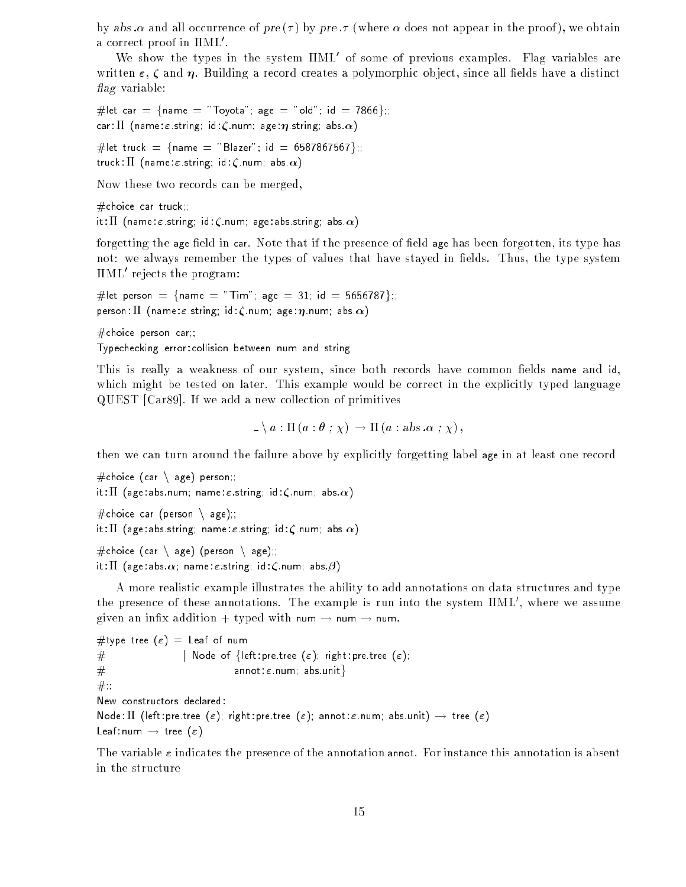by $abs.\alpha$ and all occurrence of $pre(\tau)$ by $pre.\tau$ (where $\alpha$ does not appear in the proof), we obtain a correct proof in $\Pi$ML'.

We show the types in the system $\Pi$ML' of some of previous examples. Flag variables are written $\varepsilon$, $\zeta$ and $\eta$. Building a record creates a polymorphic object, since all fields have a distinct *flag* variable:

```
#let car = {name = "Toyota"; age = "old"; id = 7866};;
car:Π (name:ε.string; id:ζ.num; age:η.string; abs.α)

#let truck = {name = "Blazer"; id = 6587867567};;
truck:Π (name:ε.string; id:ζ.num; abs.α)
```

Now these two records can be merged,

```
#choice car truck;;
it:Π (name:ε.string; id:ζ.num; age:abs.string; abs.α)
```

forgetting the age field in car. Note that if the presence of field age has been forgotten, its type has not: we always remember the types of values that have stayed in fields. Thus, the type system $\Pi$ML' rejects the program:

```
#let person = {name = "Tim"; age = 31; id = 5656787};;
person:Π (name:ε.string; id:ζ.num; age:η.num; abs.α)

#choice person car;;
Typechecking error:collision between num and string
```

This is really a weakness of our system, since both records have common fields name and id, which might be tested on later. This example would be correct in the explicitly typed language QUEST [Car89]. If we add a new collection of primitives

$$\_ \setminus a : \Pi\,(a : \theta\ ;\ \chi)\ \rightarrow \Pi\,(a : abs.\alpha\ ;\ \chi),$$

then we can turn around the failure above by explicitly forgetting label age in at least one record

```
#choice (car \ age) person;;
it:Π (age:abs.num; name:ε.string; id:ζ.num; abs.α)

#choice car (person \ age);;
it:Π (age:abs.string; name:ε.string; id:ζ.num; abs.α)

#choice (car \ age) (person \ age);;
it:Π (age:abs.α; name:ε.string; id:ζ.num; abs.β)
```

A more realistic example illustrates the ability to add annotations on data structures and type the presence of these annotations. The example is run into the system $\Pi$ML', where we assume given an infix addition + typed with num → num → num.

```
#type tree (ε) = Leaf of num
#              | Node of {left:pre.tree (ε); right:pre.tree (ε);
#                         annot:ε.num; abs.unit}
#;;
New constructors declared:
Node:Π (left:pre.tree (ε); right:pre.tree (ε); annot:ε.num; abs.unit) → tree (ε)
Leaf:num → tree (ε)
```

The variable $\varepsilon$ indicates the presence of the annotation annot. For instance this annotation is absent in the structure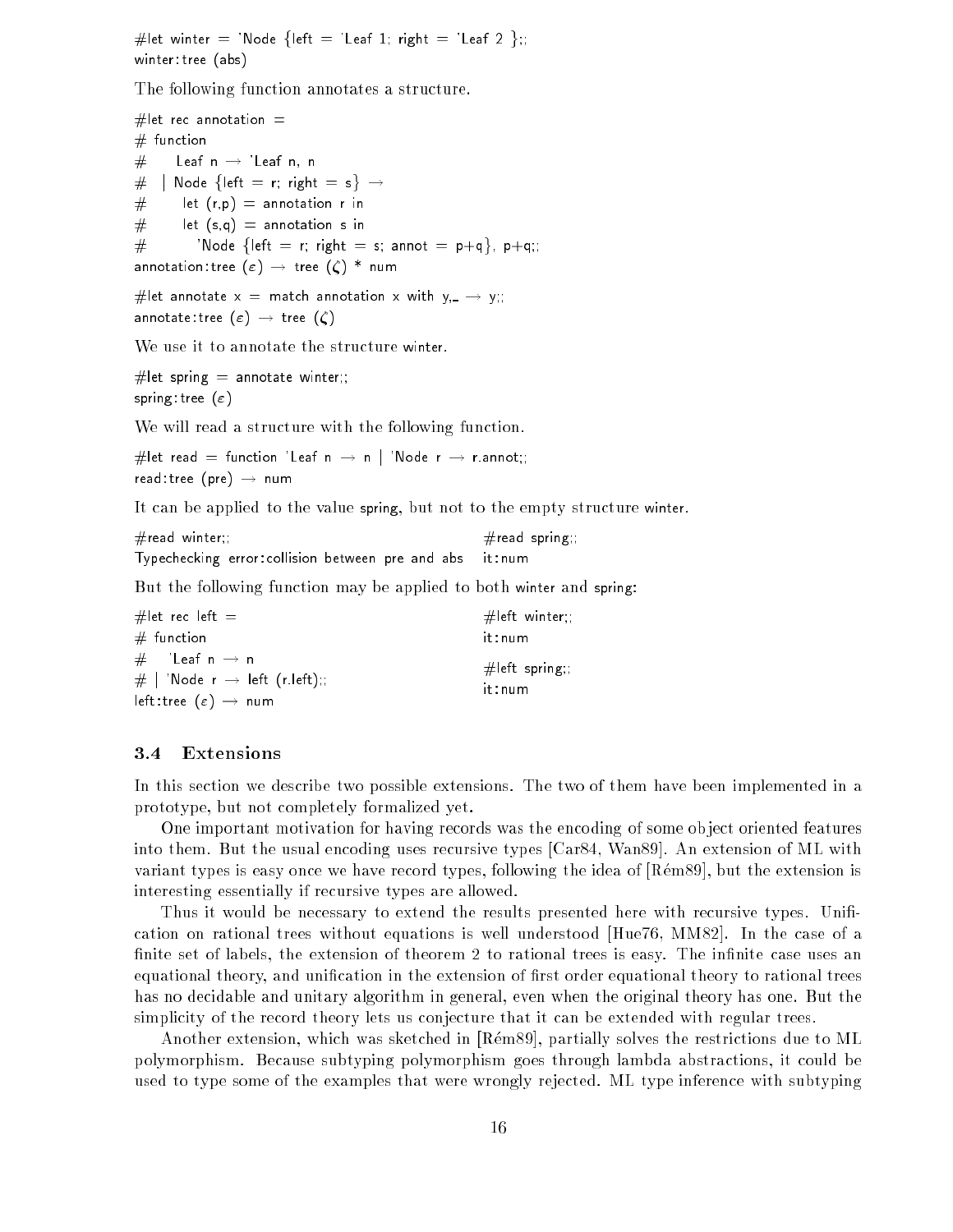```
#let winter = 'Node {left = 'Leaf 1; right = 'Leaf 2 };;
winter:tree (abs)
```

The following function annotates a structure.

```
#let rec annotation =
# function
#    Leaf n → 'Leaf n, n
#  | Node {left = r; right = s} →
#      let (r,p) = annotation r in
#      let (s,q) = annotation s in
#        'Node {left = r; right = s; annot = p+q}, p+q;;
annotation:tree (ε) → tree (ζ) * num
```

```
#let annotate x = match annotation x with y,_ → y;;
annotate:tree (ε) → tree (ζ)
```

We use it to annotate the structure winter.

```
#let spring = annotate winter;;
spring:tree (ε)
```

We will read a structure with the following function.

```
#let read = function 'Leaf n → n | 'Node r → r.annot;;
read:tree (pre) → num
```

It can be applied to the value spring, but not to the empty structure winter.

```
#read winter;;
Typechecking error:collision between pre and abs
```

```
#read spring;;
it:num
```

But the following function may be applied to both winter and spring:

```
#let rec left =
# function
#   'Leaf n → n
# | 'Node r → left (r.left);;
left:tree (ε) → num
```

```
#left winter;;
it:num

#left spring;;
it:num
```

### 3.4 Extensions

In this section we describe two possible extensions. The two of them have been implemented in a prototype, but not completely formalized yet.

One important motivation for having records was the encoding of some object oriented features into them. But the usual encoding uses recursive types [Car84, Wan89]. An extension of ML with variant types is easy once we have record types, following the idea of [Rém89], but the extension is interesting essentially if recursive types are allowed.

Thus it would be necessary to extend the results presented here with recursive types. Unification on rational trees without equations is well understood [Hue76, MM82]. In the case of a finite set of labels, the extension of theorem 2 to rational trees is easy. The infinite case uses an equational theory, and unification in the extension of first order equational theory to rational trees has no decidable and unitary algorithm in general, even when the original theory has one. But the simplicity of the record theory lets us conjecture that it can be extended with regular trees.

Another extension, which was sketched in [Rém89], partially solves the restrictions due to ML polymorphism. Because subtyping polymorphism goes through lambda abstractions, it could be used to type some of the examples that were wrongly rejected. ML type inference with subtyping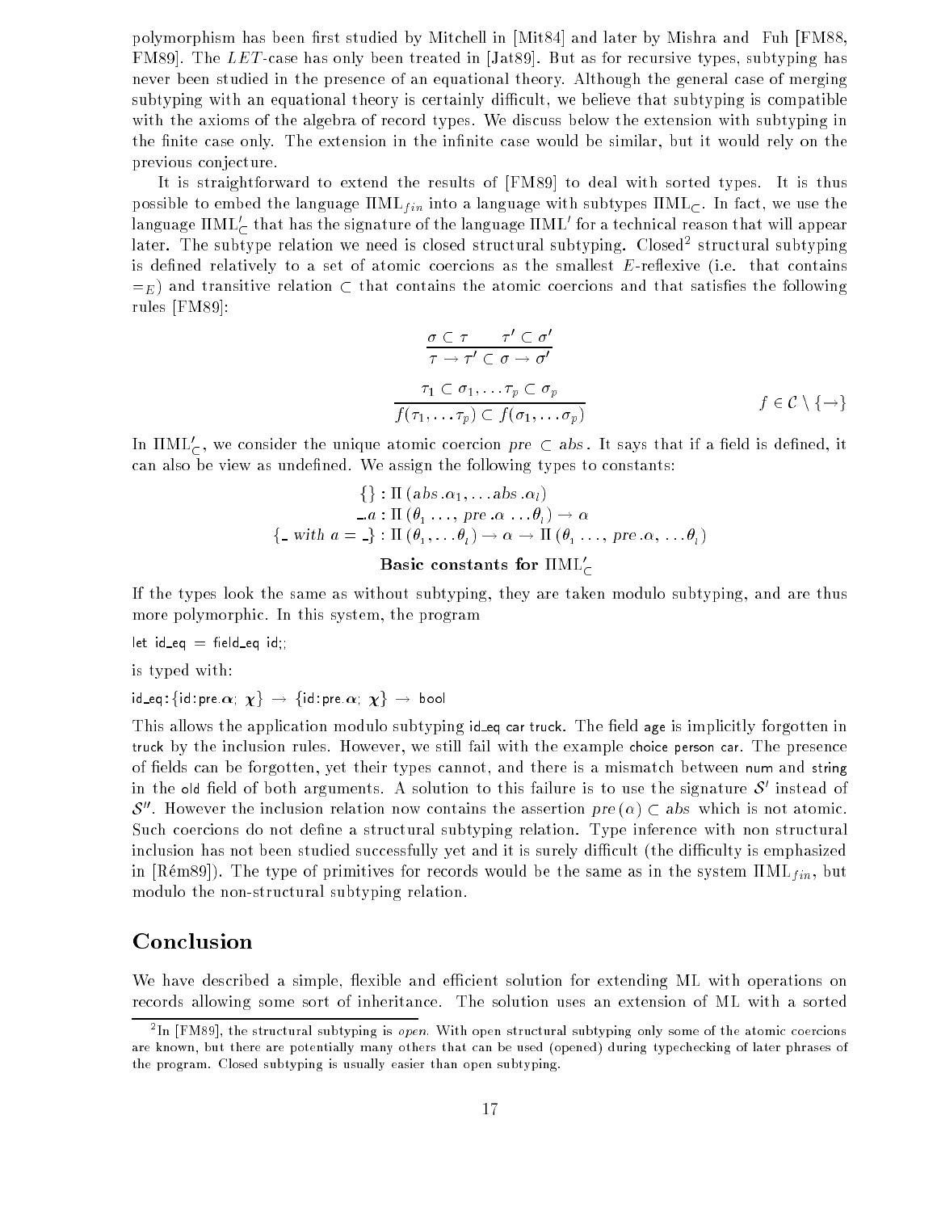polymorphism has been first studied by Mitchell in [Mit84] and later by Mishra and Fuh [FM88, FM89]. The *LET*-case has only been treated in [Jat89]. But as for recursive types, subtyping has never been studied in the presence of an equational theory. Although the general case of merging subtyping with an equational theory is certainly difficult, we believe that subtyping is compatible with the axioms of the algebra of record types. We discuss below the extension with subtyping in the finite case only. The extension in the infinite case would be similar, but it would rely on the previous conjecture.

It is straightforward to extend the results of [FM89] to deal with sorted types. It is thus possible to embed the language $\Pi\mathrm{ML}_{fin}$ into a language with subtypes $\Pi\mathrm{ML}_{\subset}$. In fact, we use the language $\Pi\mathrm{ML}'_{\subset}$ that has the signature of the language $\Pi\mathrm{ML}'$ for a technical reason that will appear later. The subtype relation we need is closed structural subtyping. Closed[2] structural subtyping is defined relatively to a set of atomic coercions as the smallest $E$-reflexive (i.e. that contains $=_E$) and transitive relation $\subset$ that contains the atomic coercions and that satisfies the following rules [FM89]:

$$\frac{\sigma \subset \tau \qquad \tau' \subset \sigma'}{\tau \to \tau' \subset \sigma \to \sigma'}$$

$$\frac{\tau_1 \subset \sigma_1, \ldots \tau_p \subset \sigma_p}{f(\tau_1, \ldots \tau_p) \subset f(\sigma_1, \ldots \sigma_p)} \qquad f \in \mathcal{C} \setminus \{\to\}$$

In $\Pi\mathrm{ML}'_{\subset}$, we consider the unique atomic coercion $pre \subset abs$. It says that if a field is defined, it can also be view as undefined. We assign the following types to constants:

$$\begin{aligned}
\{\} &: \Pi\,(abs\,.\alpha_1, \ldots abs\,.\alpha_l) \\
\_.a &: \Pi\,(\theta_1 \ldots,\ pre\,.\alpha \ldots \theta_l) \to \alpha \\
\{\_\ with\ a = \_\} &: \Pi\,(\theta_1, \ldots \theta_l) \to \alpha \to \Pi\,(\theta_1 \ldots,\ pre\,.\alpha, \ldots \theta_l)
\end{aligned}$$

**Basic constants for $\Pi\mathrm{ML}'_{\subset}$**

If the types look the same as without subtyping, they are taken modulo subtyping, and are thus more polymorphic. In this system, the program

```
let id_eq = field_eq id;;
```

is typed with:

id_eq: $\{$id:pre.$\alpha$; $\chi\} \to \{$id:pre.$\alpha$; $\chi\} \to$ bool

This allows the application modulo subtyping id_eq car truck. The field age is implicitly forgotten in truck by the inclusion rules. However, we still fail with the example choice person car. The presence of fields can be forgotten, yet their types cannot, and there is a mismatch between num and string in the old field of both arguments. A solution to this failure is to use the signature $\mathcal{S}'$ instead of $\mathcal{S}''$. However the inclusion relation now contains the assertion $pre(\alpha) \subset abs$ which is not atomic. Such coercions do not define a structural subtyping relation. Type inference with non structural inclusion has not been studied successfully yet and it is surely difficult (the difficulty is emphasized in [Rém89]). The type of primitives for records would be the same as in the system $\Pi\mathrm{ML}_{fin}$, but modulo the non-structural subtyping relation.

## Conclusion

We have described a simple, flexible and efficient solution for extending ML with operations on records allowing some sort of inheritance. The solution uses an extension of ML with a sorted

[2] In [FM89], the structural subtyping is *open*. With open structural subtyping only some of the atomic coercions are known, but there are potentially many others that can be used (opened) during typechecking of later phrases of the program. Closed subtyping is usually easier than open subtyping.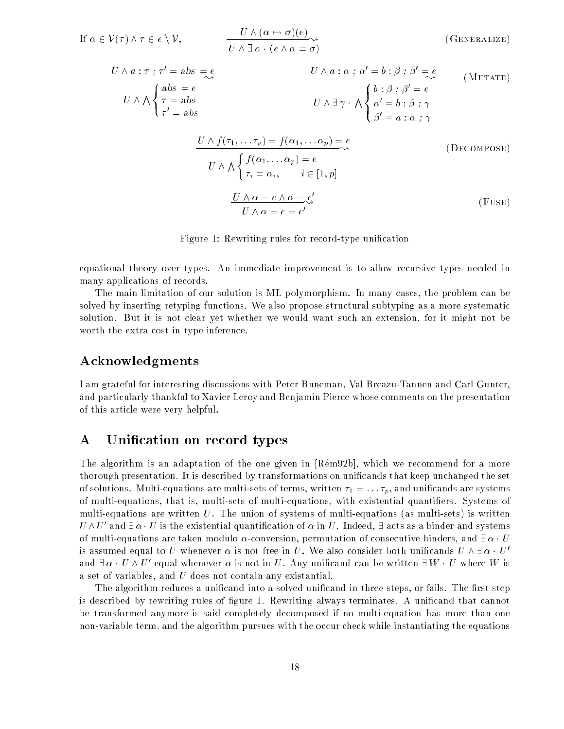If $\alpha \in \mathcal{V}(\tau) \wedge \tau \in e \setminus \mathcal{V}$, $\qquad \dfrac{U \wedge (\alpha \mapsto \sigma)(e)}{U \wedge \exists\, \alpha \cdot (e \wedge \alpha = \sigma)}$ (Generalize)

$$\frac{U \wedge a : \tau \;;\; \tau' = \text{abs} = e}{U \wedge \bigwedge \begin{cases} \text{abs} = e \\ \tau = \text{abs} \\ \tau' = \text{abs} \end{cases}} \qquad \frac{U \wedge a : \alpha \;;\; \alpha' = b : \beta \;;\; \beta' = e}{U \wedge \exists\, \gamma \cdot \bigwedge \begin{cases} b : \beta \;;\; \beta' = e \\ \alpha' = b : \beta \;;\; \gamma \\ \beta' = a : \alpha \;;\; \gamma \end{cases}} \qquad \text{(Mutate)}$$

$$\frac{U \wedge f(\tau_1, \ldots \tau_p) = f(\alpha_1, \ldots \alpha_p) = e}{U \wedge \bigwedge \begin{cases} f(\alpha_1, \ldots \alpha_p) = e \\ \tau_i = \alpha_i, \qquad i \in [1, p] \end{cases}} \qquad \text{(Decompose)}$$

$$\frac{U \wedge \alpha = e \wedge \alpha = e'}{U \wedge \alpha = e = e'} \qquad \text{(Fuse)}$$

Figure 1: Rewriting rules for record-type unification

equational theory over types. An immediate improvement is to allow recursive types needed in many applications of records.

The main limitation of our solution is ML polymorphism. In many cases, the problem can be solved by inserting retyping functions. We also propose structural subtyping as a more systematic solution. But it is not clear yet whether we would want such an extension, for it might not be worth the extra cost in type inference.

## Acknowledgments

I am grateful for interesting discussions with Peter Buneman, Val Breazu-Tannen and Carl Gunter, and particularly thankful to Xavier Leroy and Benjamin Pierce whose comments on the presentation of this article were very helpful.

## A Unification on record types

The algorithm is an adaptation of the one given in [Rém92b], which we recommend for a more thorough presentation. It is described by transformations on unificands that keep unchanged the set of solutions. Multi-equations are multi-sets of terms, written $\tau_1 = \ldots \tau_p$, and unificands are systems of multi-equations, that is, multi-sets of multi-equations, with existential quantifiers. Systems of multi-equations are written $U$. The union of systems of multi-equations (as multi-sets) is written $U \wedge U'$ and $\exists\, \alpha \cdot U$ is the existential quantification of $\alpha$ in $U$. Indeed, $\exists$ acts as a binder and systems of multi-equations are taken modulo $\alpha$-conversion, permutation of consecutive binders, and $\exists\, \alpha \cdot U$ is assumed equal to $U$ whenever $\alpha$ is not free in $U$. We also consider both unificands $U \wedge \exists\, \alpha \cdot U'$ and $\exists\, \alpha \cdot U \wedge U'$ equal whenever $\alpha$ is not in $U$. Any unificand can be written $\exists\, W \cdot U$ where $W$ is a set of variables, and $U$ does not contain any existantial.

The algorithm reduces a unificand into a solved unificand in three steps, or fails. The first step is described by rewriting rules of figure 1. Rewriting always terminates. A unificand that cannot be transformed anymore is said completely decomposed if no multi-equation has more than one non-variable term, and the algorithm pursues with the occur check while instantiating the equations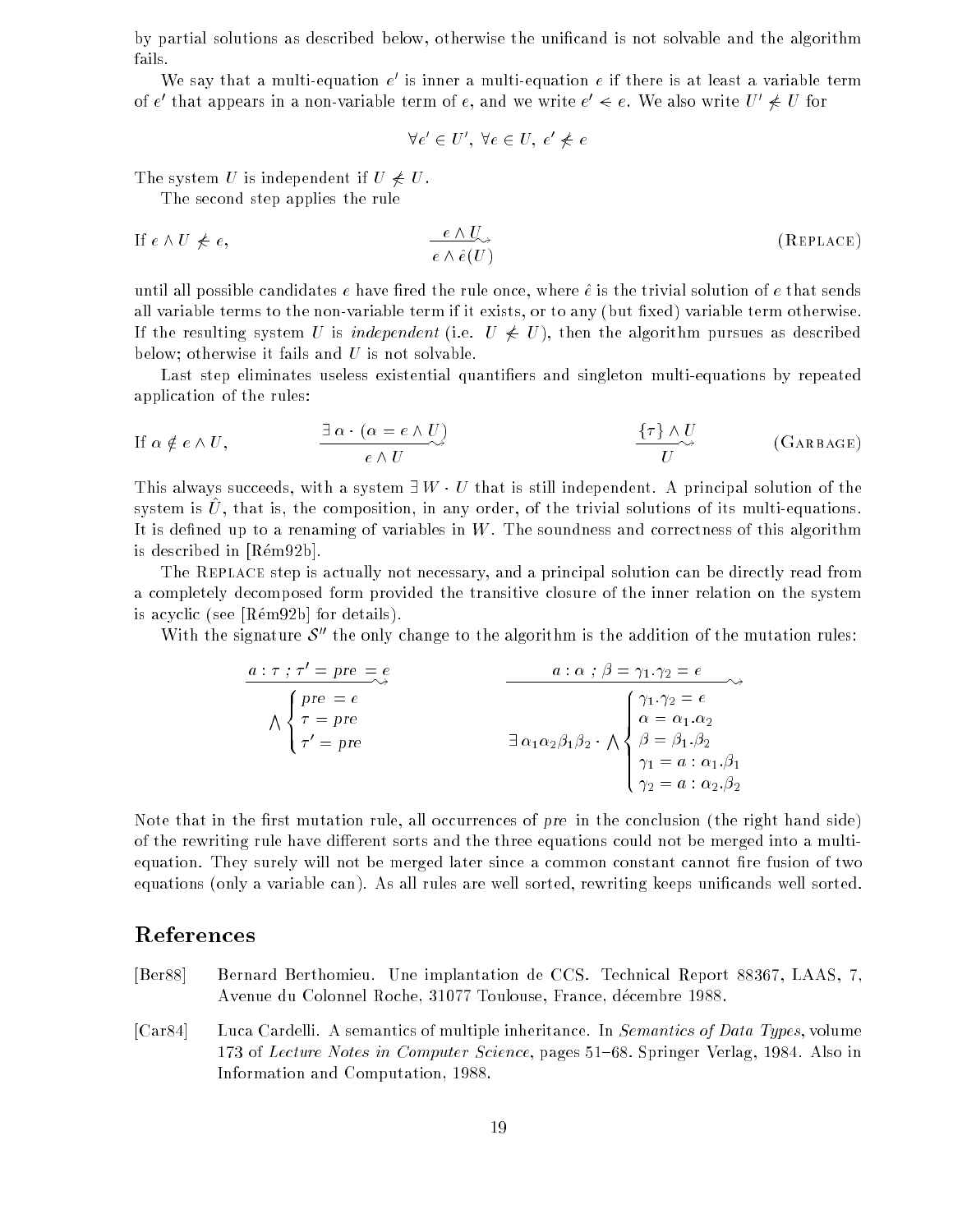by partial solutions as described below, otherwise the unificand is not solvable and the algorithm fails.

We say that a multi-equation $e'$ is inner a multi-equation $e$ if there is at least a variable term of $e'$ that appears in a non-variable term of $e$, and we write $e' \prec e$. We also write $U' \not\prec U$ for

$$\forall e' \in U',\ \forall e \in U,\ e' \not\prec e$$

The system $U$ is independent if $U \not\prec U$.

The second step applies the rule

$$\text{If } e \wedge U \not\prec e, \qquad \frac{e \wedge U}{e \wedge \hat{e}(U)} \qquad \text{(Replace)}$$

until all possible candidates $e$ have fired the rule once, where $\hat{e}$ is the trivial solution of $e$ that sends all variable terms to the non-variable term if it exists, or to any (but fixed) variable term otherwise. If the resulting system $U$ is *independent* (i.e. $U \not\prec U$), then the algorithm pursues as described below; otherwise it fails and $U$ is not solvable.

Last step eliminates useless existential quantifiers and singleton multi-equations by repeated application of the rules:

$$\text{If } \alpha \notin e \wedge U, \qquad \frac{\exists\, \alpha \cdot (\alpha = e \wedge U)}{e \wedge U} \qquad \frac{\{\tau\} \wedge U}{U} \qquad \text{(Garbage)}$$

This always succeeds, with a system $\exists\, W \cdot U$ that is still independent. A principal solution of the system is $\hat{U}$, that is, the composition, in any order, of the trivial solutions of its multi-equations. It is defined up to a renaming of variables in $W$. The soundness and correctness of this algorithm is described in [Rém92b].

The Replace step is actually not necessary, and a principal solution can be directly read from a completely decomposed form provided the transitive closure of the inner relation on the system is acyclic (see [Rém92b] for details).

With the signature $\mathcal{S}''$ the only change to the algorithm is the addition of the mutation rules:

$$\frac{a : \tau \ ; \tau' = pre\ = e}{\bigwedge \begin{cases} pre\ = e \\ \tau = pre \\ \tau' = pre \end{cases}} \qquad \frac{a : \alpha \ ; \beta = \gamma_1 . \gamma_2 = e}{\exists\, \alpha_1 \alpha_2 \beta_1 \beta_2 \cdot \bigwedge \begin{cases} \gamma_1 . \gamma_2 = e \\ \alpha = \alpha_1 . \alpha_2 \\ \beta = \beta_1 . \beta_2 \\ \gamma_1 = a : \alpha_1 . \beta_1 \\ \gamma_2 = a : \alpha_2 . \beta_2 \end{cases}}$$

Note that in the first mutation rule, all occurrences of *pre* in the conclusion (the right hand side) of the rewriting rule have different sorts and the three equations could not be merged into a multi-equation. They surely will not be merged later since a common constant cannot fire fusion of two equations (only a variable can). As all rules are well sorted, rewriting keeps unificands well sorted.

## References

[Ber88] Bernard Berthomieu. Une implantation de CCS. Technical Report 88367, LAAS, 7, Avenue du Colonnel Roche, 31077 Toulouse, France, décembre 1988.

[Car84] Luca Cardelli. A semantics of multiple inheritance. In *Semantics of Data Types*, volume 173 of *Lecture Notes in Computer Science*, pages 51–68. Springer Verlag, 1984. Also in Information and Computation, 1988.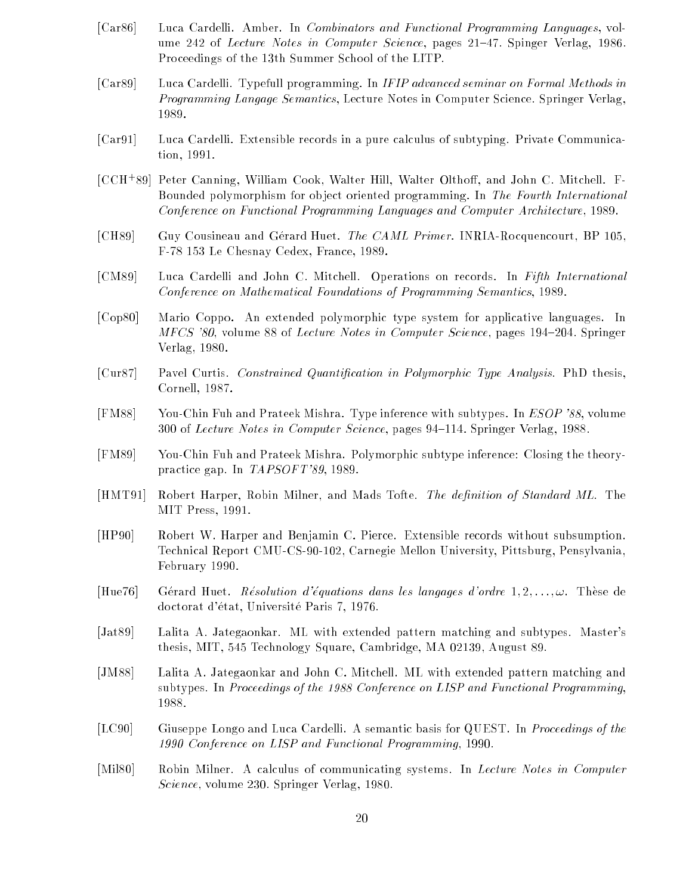[Car86] Luca Cardelli. Amber. In *Combinators and Functional Programming Languages*, volume 242 of *Lecture Notes in Computer Science*, pages 21–47. Spinger Verlag, 1986. Proceedings of the 13th Summer School of the LITP.

[Car89] Luca Cardelli. Typefull programming. In *IFIP advanced seminar on Formal Methods in Programming Langage Semantics*, Lecture Notes in Computer Science. Springer Verlag, 1989.

[Car91] Luca Cardelli. Extensible records in a pure calculus of subtyping. Private Communication, 1991.

[CCH$^{+}$89] Peter Canning, William Cook, Walter Hill, Walter Olthoff, and John C. Mitchell. F-Bounded polymorphism for object oriented programming. In *The Fourth International Conference on Functional Programming Languages and Computer Architecture*, 1989.

[CH89] Guy Cousineau and Gérard Huet. *The CAML Primer*. INRIA-Rocquencourt, BP 105, F-78 153 Le Chesnay Cedex, France, 1989.

[CM89] Luca Cardelli and John C. Mitchell. Operations on records. In *Fifth International Conference on Mathematical Foundations of Programming Semantics*, 1989.

[Cop80] Mario Coppo. An extended polymorphic type system for applicative languages. In *MFCS '80*, volume 88 of *Lecture Notes in Computer Science*, pages 194–204. Springer Verlag, 1980.

[Cur87] Pavel Curtis. *Constrained Quantification in Polymorphic Type Analysis*. PhD thesis, Cornell, 1987.

[FM88] You-Chin Fuh and Prateek Mishra. Type inference with subtypes. In *ESOP '88*, volume 300 of *Lecture Notes in Computer Science*, pages 94–114. Springer Verlag, 1988.

[FM89] You-Chin Fuh and Prateek Mishra. Polymorphic subtype inference: Closing the theory-practice gap. In *TAPSOFT'89*, 1989.

[HMT91] Robert Harper, Robin Milner, and Mads Tofte. *The definition of Standard ML*. The MIT Press, 1991.

[HP90] Robert W. Harper and Benjamin C. Pierce. Extensible records without subsumption. Technical Report CMU-CS-90-102, Carnegie Mellon University, Pittsburg, Pensylvania, February 1990.

[Hue76] Gérard Huet. *Résolution d'équations dans les langages d'ordre* $1, 2, \ldots, \omega$. Thèse de doctorat d'état, Université Paris 7, 1976.

[Jat89] Lalita A. Jategaonkar. ML with extended pattern matching and subtypes. Master's thesis, MIT, 545 Technology Square, Cambridge, MA 02139, August 89.

[JM88] Lalita A. Jategaonkar and John C. Mitchell. ML with extended pattern matching and subtypes. In *Proceedings of the 1988 Conference on LISP and Functional Programming*, 1988.

[LC90] Giuseppe Longo and Luca Cardelli. A semantic basis for QUEST. In *Proceedings of the 1990 Conference on LISP and Functional Programming*, 1990.

[Mil80] Robin Milner. A calculus of communicating systems. In *Lecture Notes in Computer Science*, volume 230. Springer Verlag, 1980.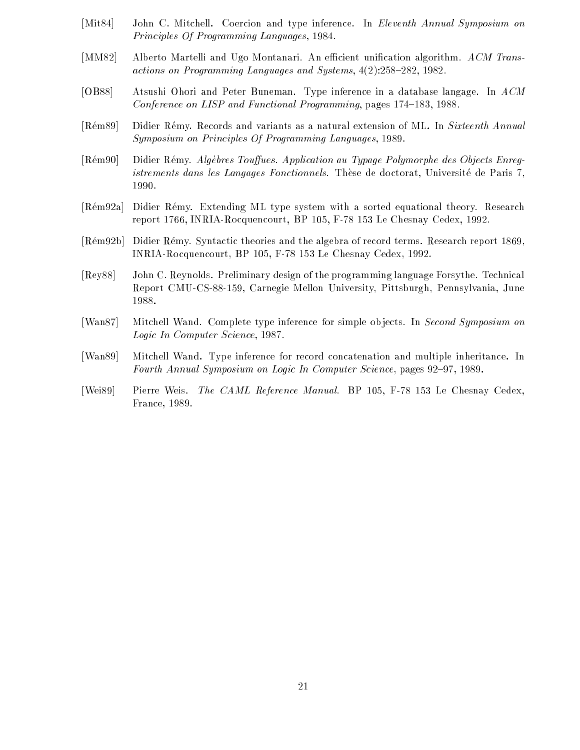[Mit84] John C. Mitchell. Coercion and type inference. In *Eleventh Annual Symposium on Principles Of Programming Languages*, 1984.

[MM82] Alberto Martelli and Ugo Montanari. An efficient unification algorithm. *ACM Transactions on Programming Languages and Systems*, 4(2):258–282, 1982.

[OB88] Atsushi Ohori and Peter Buneman. Type inference in a database langage. In *ACM Conference on LISP and Functional Programming*, pages 174–183, 1988.

[Rém89] Didier Rémy. Records and variants as a natural extension of ML. In *Sixteenth Annual Symposium on Principles Of Programming Languages*, 1989.

[Rém90] Didier Rémy. *Algèbres Touffues. Application au Typage Polymorphe des Objects Enregistrements dans les Langages Fonctionnels.* Thèse de doctorat, Université de Paris 7, 1990.

[Rém92a] Didier Rémy. Extending ML type system with a sorted equational theory. Research report 1766, INRIA-Rocquencourt, BP 105, F-78 153 Le Chesnay Cedex, 1992.

[Rém92b] Didier Rémy. Syntactic theories and the algebra of record terms. Research report 1869, INRIA-Rocquencourt, BP 105, F-78 153 Le Chesnay Cedex, 1992.

[Rey88] John C. Reynolds. Preliminary design of the programming language Forsythe. Technical Report CMU-CS-88-159, Carnegie Mellon University, Pittsburgh, Pennsylvania, June 1988.

[Wan87] Mitchell Wand. Complete type inference for simple objects. In *Second Symposium on Logic In Computer Science*, 1987.

[Wan89] Mitchell Wand. Type inference for record concatenation and multiple inheritance. In *Fourth Annual Symposium on Logic In Computer Science*, pages 92–97, 1989.

[Wei89] Pierre Weis. *The CAML Reference Manual.* BP 105, F-78 153 Le Chesnay Cedex, France, 1989.